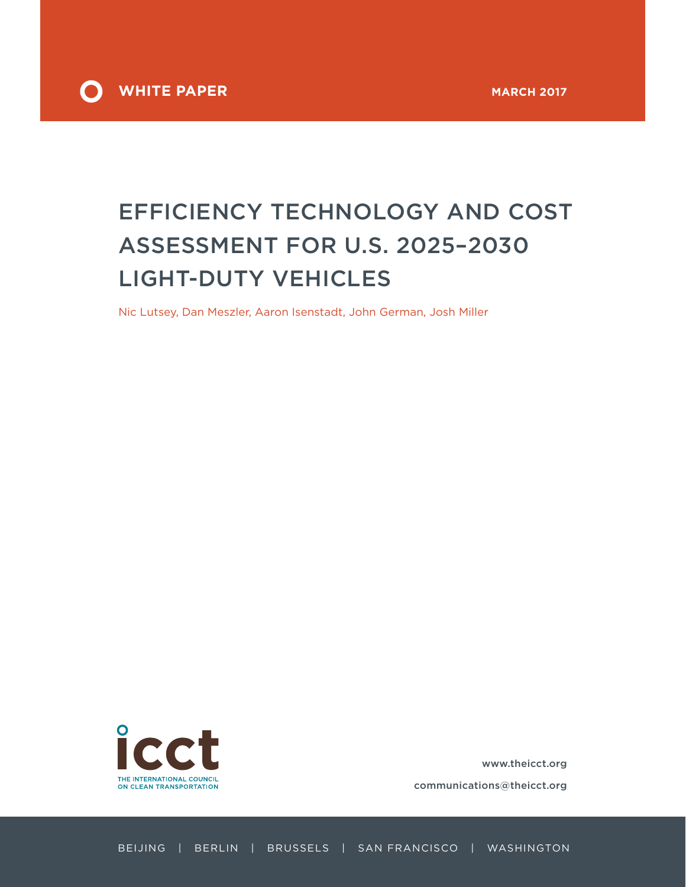WHITE PAPER

MARCH 2017

# EFFICIENCY TECHNOLOGY AND COST ASSESSMENT FOR U.S. 2025–2030 LIGHT-DUTY VEHICLES

Nic Lutsey, Dan Meszler, Aaron Isenstadt, John German, Josh Miller

THE INTERNATIONAL COUNCIL ON CLEAN TRANSPORTATION

www.theicct.org

communications@theicct.org

BEIJING | BERLIN | BRUSSELS | SAN FRANCISCO | WASHINGTON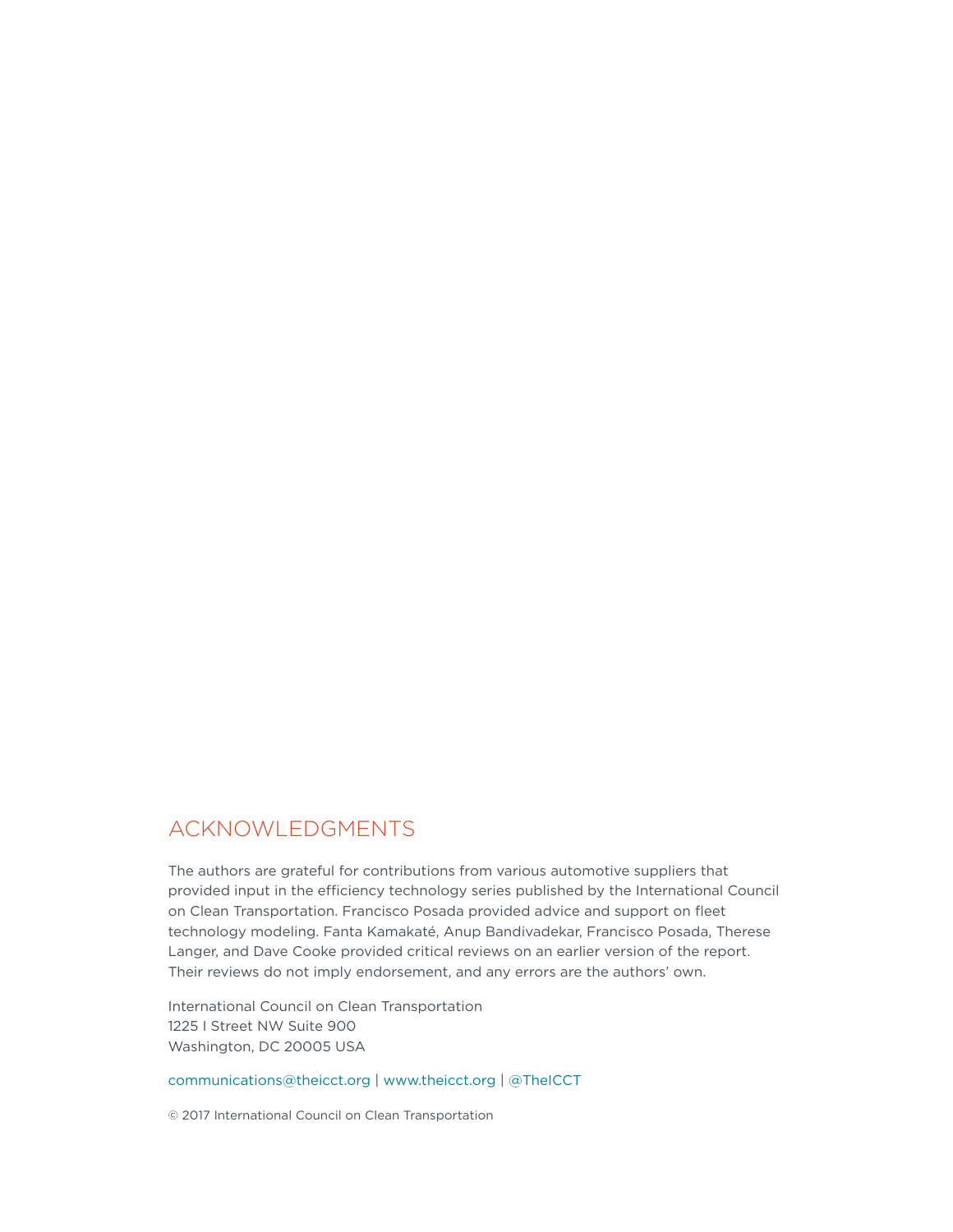# ACKNOWLEDGMENTS

The authors are grateful for contributions from various automotive suppliers that provided input in the efficiency technology series published by the International Council on Clean Transportation. Francisco Posada provided advice and support on fleet technology modeling. Fanta Kamakaté, Anup Bandivadekar, Francisco Posada, Therese Langer, and Dave Cooke provided critical reviews on an earlier version of the report. Their reviews do not imply endorsement, and any errors are the authors' own.

International Council on Clean Transportation
1225 I Street NW Suite 900
Washington, DC 20005 USA

communications@theicct.org | www.theicct.org | @TheICCT

© 2017 International Council on Clean Transportation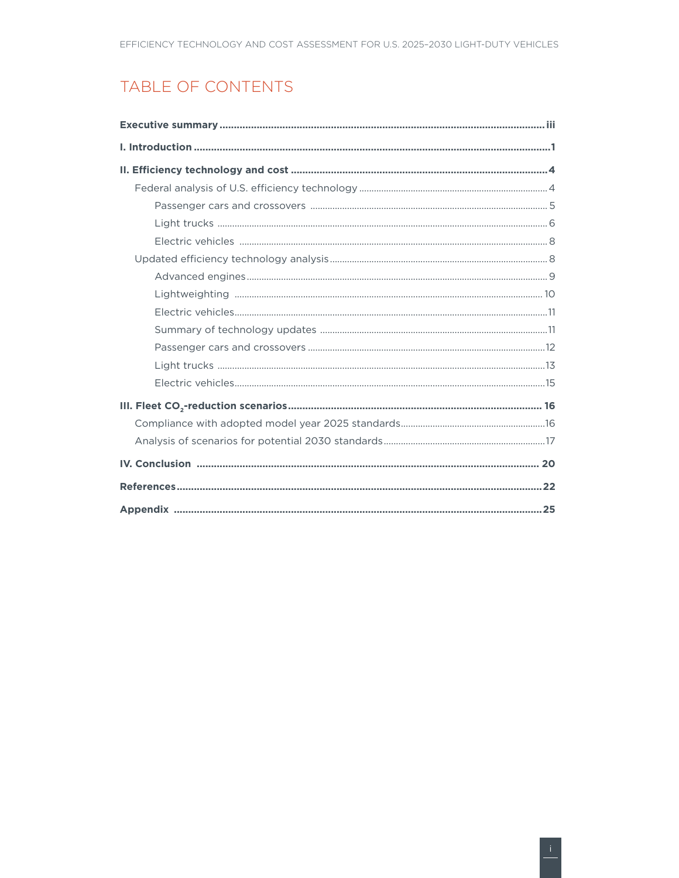# TABLE OF CONTENTS

**Executive summary** ..... iii

**I. Introduction** ..... 1

**II. Efficiency technology and cost** ..... 4

- Federal analysis of U.S. efficiency technology ..... 4
  - Passenger cars and crossovers ..... 5
  - Light trucks ..... 6
  - Electric vehicles ..... 8
- Updated efficiency technology analysis ..... 8
  - Advanced engines ..... 9
  - Lightweighting ..... 10
  - Electric vehicles ..... 11
  - Summary of technology updates ..... 11
  - Passenger cars and crossovers ..... 12
  - Light trucks ..... 13
  - Electric vehicles ..... 15

**III. Fleet $CO_2$-reduction scenarios** ..... 16

- Compliance with adopted model year 2025 standards ..... 16
- Analysis of scenarios for potential 2030 standards ..... 17

**IV. Conclusion** ..... 20

**References** ..... 22

**Appendix** ..... 25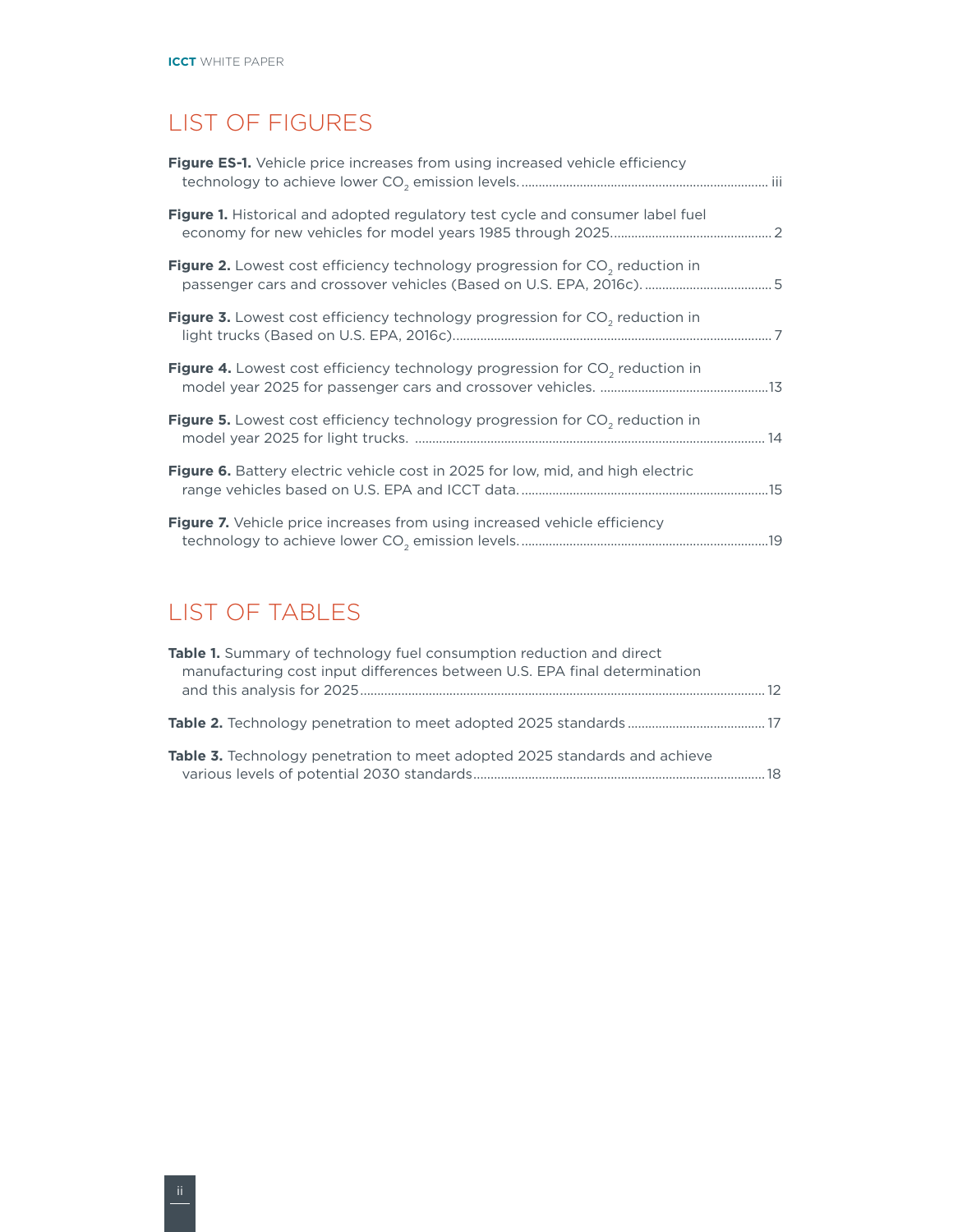# LIST OF FIGURES

**Figure ES-1.** Vehicle price increases from using increased vehicle efficiency technology to achieve lower $CO_2$ emission levels. ........ iii

**Figure 1.** Historical and adopted regulatory test cycle and consumer label fuel economy for new vehicles for model years 1985 through 2025. ........ 2

**Figure 2.** Lowest cost efficiency technology progression for $CO_2$ reduction in passenger cars and crossover vehicles (Based on U.S. EPA, 2016c). ........ 5

**Figure 3.** Lowest cost efficiency technology progression for $CO_2$ reduction in light trucks (Based on U.S. EPA, 2016c). ........ 7

**Figure 4.** Lowest cost efficiency technology progression for $CO_2$ reduction in model year 2025 for passenger cars and crossover vehicles. ........ 13

**Figure 5.** Lowest cost efficiency technology progression for $CO_2$ reduction in model year 2025 for light trucks. ........ 14

**Figure 6.** Battery electric vehicle cost in 2025 for low, mid, and high electric range vehicles based on U.S. EPA and ICCT data. ........ 15

**Figure 7.** Vehicle price increases from using increased vehicle efficiency technology to achieve lower $CO_2$ emission levels. ........ 19

# LIST OF TABLES

**Table 1.** Summary of technology fuel consumption reduction and direct manufacturing cost input differences between U.S. EPA final determination and this analysis for 2025 ........ 12

**Table 2.** Technology penetration to meet adopted 2025 standards ........ 17

**Table 3.** Technology penetration to meet adopted 2025 standards and achieve various levels of potential 2030 standards ........ 18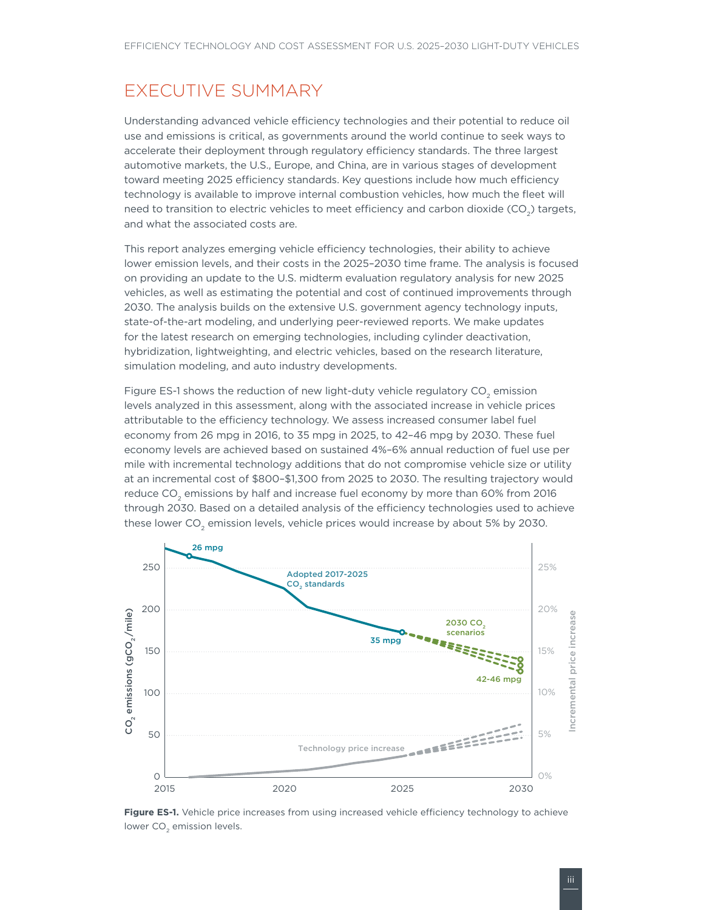# EXECUTIVE SUMMARY

Understanding advanced vehicle efficiency technologies and their potential to reduce oil use and emissions is critical, as governments around the world continue to seek ways to accelerate their deployment through regulatory efficiency standards. The three largest automotive markets, the U.S., Europe, and China, are in various stages of development toward meeting 2025 efficiency standards. Key questions include how much efficiency technology is available to improve internal combustion vehicles, how much the fleet will need to transition to electric vehicles to meet efficiency and carbon dioxide ($CO_2$) targets, and what the associated costs are.

This report analyzes emerging vehicle efficiency technologies, their ability to achieve lower emission levels, and their costs in the 2025–2030 time frame. The analysis is focused on providing an update to the U.S. midterm evaluation regulatory analysis for new 2025 vehicles, as well as estimating the potential and cost of continued improvements through 2030. The analysis builds on the extensive U.S. government agency technology inputs, state-of-the-art modeling, and underlying peer-reviewed reports. We make updates for the latest research on emerging technologies, including cylinder deactivation, hybridization, lightweighting, and electric vehicles, based on the research literature, simulation modeling, and auto industry developments.

Figure ES-1 shows the reduction of new light-duty vehicle regulatory $CO_2$ emission levels analyzed in this assessment, along with the associated increase in vehicle prices attributable to the efficiency technology. We assess increased consumer label fuel economy from 26 mpg in 2016, to 35 mpg in 2025, to 42–46 mpg by 2030. These fuel economy levels are achieved based on sustained 4%–6% annual reduction of fuel use per mile with incremental technology additions that do not compromise vehicle size or utility at an incremental cost of \$800–\$1,300 from 2025 to 2030. The resulting trajectory would reduce $CO_2$ emissions by half and increase fuel economy by more than 60% from 2016 through 2030. Based on a detailed analysis of the efficiency technologies used to achieve these lower $CO_2$ emission levels, vehicle prices would increase by about 5% by 2030.

**Figure ES-1.** Vehicle price increases from using increased vehicle efficiency technology to achieve lower $CO_2$ emission levels.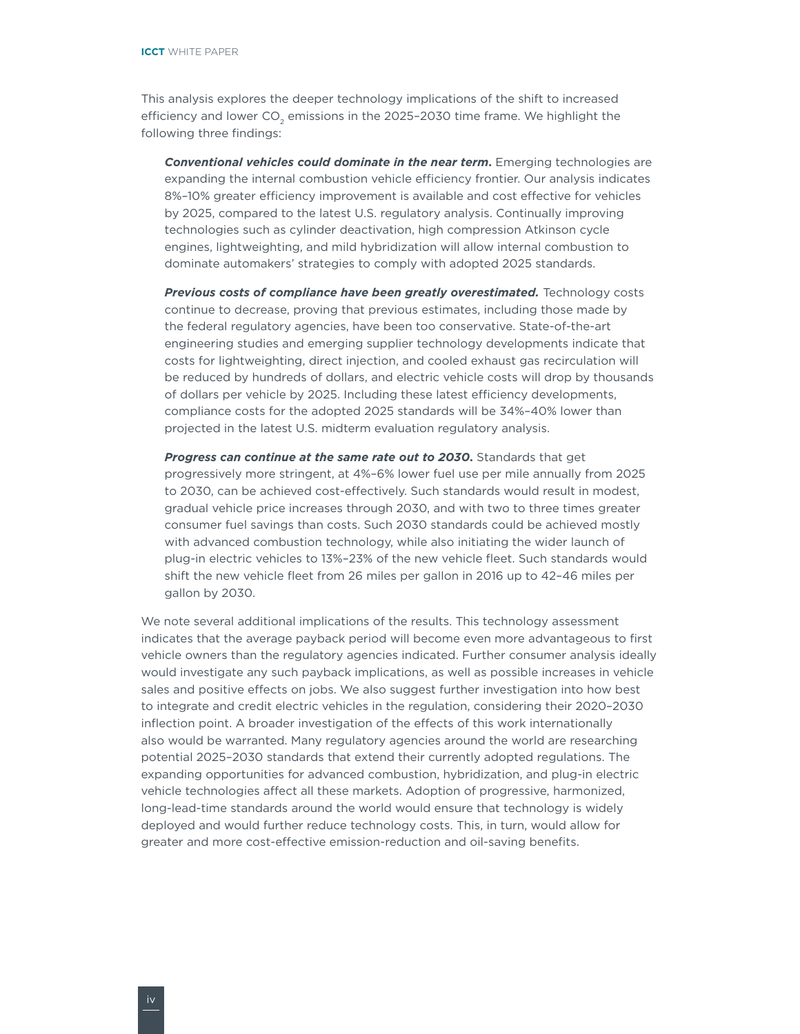This analysis explores the deeper technology implications of the shift to increased efficiency and lower $CO_2$ emissions in the 2025–2030 time frame. We highlight the following three findings:

> ***Conventional vehicles could dominate in the near term.*** Emerging technologies are expanding the internal combustion vehicle efficiency frontier. Our analysis indicates 8%–10% greater efficiency improvement is available and cost effective for vehicles by 2025, compared to the latest U.S. regulatory analysis. Continually improving technologies such as cylinder deactivation, high compression Atkinson cycle engines, lightweighting, and mild hybridization will allow internal combustion to dominate automakers' strategies to comply with adopted 2025 standards.
>
> ***Previous costs of compliance have been greatly overestimated.*** Technology costs continue to decrease, proving that previous estimates, including those made by the federal regulatory agencies, have been too conservative. State-of-the-art engineering studies and emerging supplier technology developments indicate that costs for lightweighting, direct injection, and cooled exhaust gas recirculation will be reduced by hundreds of dollars, and electric vehicle costs will drop by thousands of dollars per vehicle by 2025. Including these latest efficiency developments, compliance costs for the adopted 2025 standards will be 34%–40% lower than projected in the latest U.S. midterm evaluation regulatory analysis.
>
> ***Progress can continue at the same rate out to 2030.*** Standards that get progressively more stringent, at 4%–6% lower fuel use per mile annually from 2025 to 2030, can be achieved cost-effectively. Such standards would result in modest, gradual vehicle price increases through 2030, and with two to three times greater consumer fuel savings than costs. Such 2030 standards could be achieved mostly with advanced combustion technology, while also initiating the wider launch of plug-in electric vehicles to 13%–23% of the new vehicle fleet. Such standards would shift the new vehicle fleet from 26 miles per gallon in 2016 up to 42–46 miles per gallon by 2030.

We note several additional implications of the results. This technology assessment indicates that the average payback period will become even more advantageous to first vehicle owners than the regulatory agencies indicated. Further consumer analysis ideally would investigate any such payback implications, as well as possible increases in vehicle sales and positive effects on jobs. We also suggest further investigation into how best to integrate and credit electric vehicles in the regulation, considering their 2020–2030 inflection point. A broader investigation of the effects of this work internationally also would be warranted. Many regulatory agencies around the world are researching potential 2025–2030 standards that extend their currently adopted regulations. The expanding opportunities for advanced combustion, hybridization, and plug-in electric vehicle technologies affect all these markets. Adoption of progressive, harmonized, long-lead-time standards around the world would ensure that technology is widely deployed and would further reduce technology costs. This, in turn, would allow for greater and more cost-effective emission-reduction and oil-saving benefits.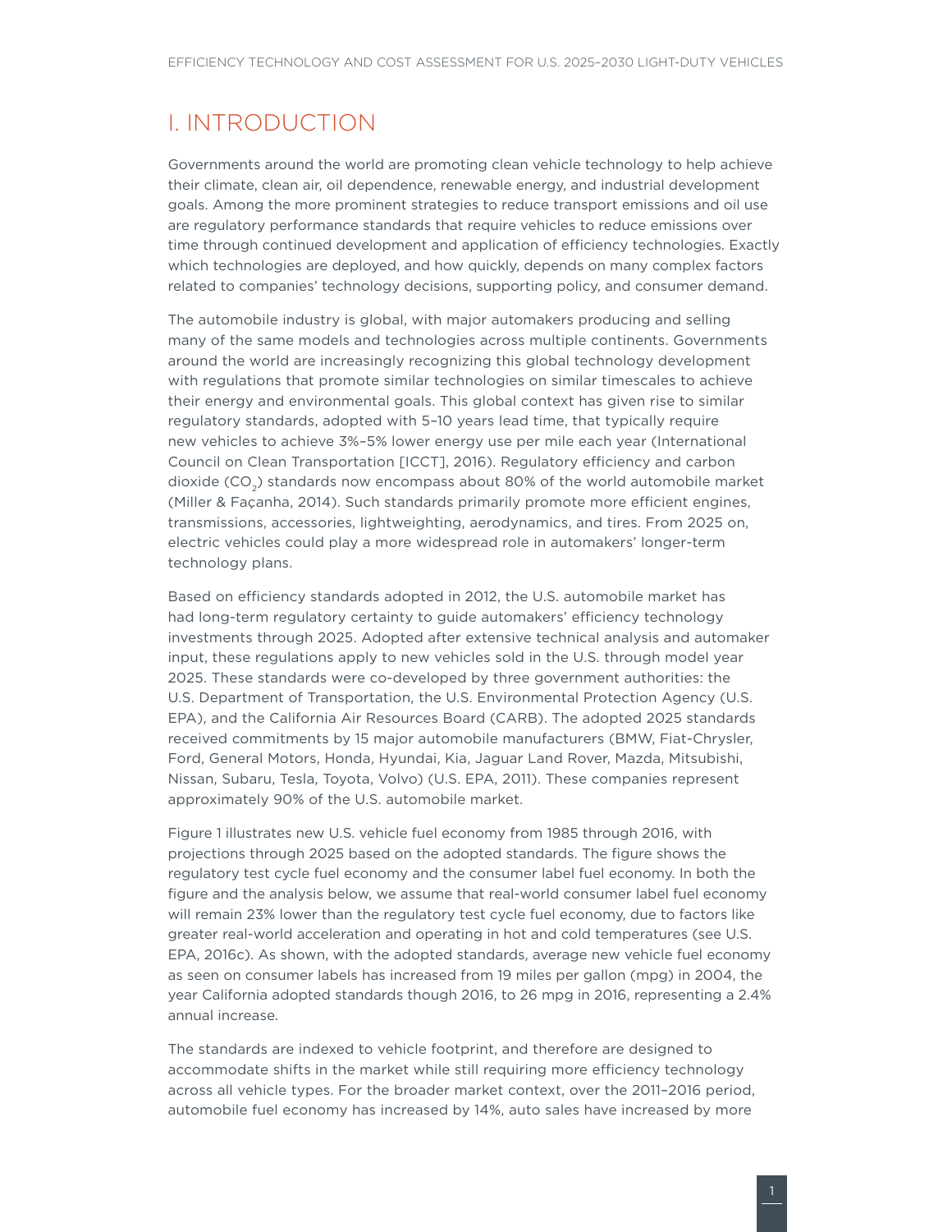# I. INTRODUCTION

Governments around the world are promoting clean vehicle technology to help achieve their climate, clean air, oil dependence, renewable energy, and industrial development goals. Among the more prominent strategies to reduce transport emissions and oil use are regulatory performance standards that require vehicles to reduce emissions over time through continued development and application of efficiency technologies. Exactly which technologies are deployed, and how quickly, depends on many complex factors related to companies' technology decisions, supporting policy, and consumer demand.

The automobile industry is global, with major automakers producing and selling many of the same models and technologies across multiple continents. Governments around the world are increasingly recognizing this global technology development with regulations that promote similar technologies on similar timescales to achieve their energy and environmental goals. This global context has given rise to similar regulatory standards, adopted with 5–10 years lead time, that typically require new vehicles to achieve 3%–5% lower energy use per mile each year (International Council on Clean Transportation [ICCT], 2016). Regulatory efficiency and carbon dioxide ($CO_2$) standards now encompass about 80% of the world automobile market (Miller & Façanha, 2014). Such standards primarily promote more efficient engines, transmissions, accessories, lightweighting, aerodynamics, and tires. From 2025 on, electric vehicles could play a more widespread role in automakers' longer-term technology plans.

Based on efficiency standards adopted in 2012, the U.S. automobile market has had long-term regulatory certainty to guide automakers' efficiency technology investments through 2025. Adopted after extensive technical analysis and automaker input, these regulations apply to new vehicles sold in the U.S. through model year 2025. These standards were co-developed by three government authorities: the U.S. Department of Transportation, the U.S. Environmental Protection Agency (U.S. EPA), and the California Air Resources Board (CARB). The adopted 2025 standards received commitments by 15 major automobile manufacturers (BMW, Fiat-Chrysler, Ford, General Motors, Honda, Hyundai, Kia, Jaguar Land Rover, Mazda, Mitsubishi, Nissan, Subaru, Tesla, Toyota, Volvo) (U.S. EPA, 2011). These companies represent approximately 90% of the U.S. automobile market.

Figure 1 illustrates new U.S. vehicle fuel economy from 1985 through 2016, with projections through 2025 based on the adopted standards. The figure shows the regulatory test cycle fuel economy and the consumer label fuel economy. In both the figure and the analysis below, we assume that real-world consumer label fuel economy will remain 23% lower than the regulatory test cycle fuel economy, due to factors like greater real-world acceleration and operating in hot and cold temperatures (see U.S. EPA, 2016c). As shown, with the adopted standards, average new vehicle fuel economy as seen on consumer labels has increased from 19 miles per gallon (mpg) in 2004, the year California adopted standards though 2016, to 26 mpg in 2016, representing a 2.4% annual increase.

The standards are indexed to vehicle footprint, and therefore are designed to accommodate shifts in the market while still requiring more efficiency technology across all vehicle types. For the broader market context, over the 2011–2016 period, automobile fuel economy has increased by 14%, auto sales have increased by more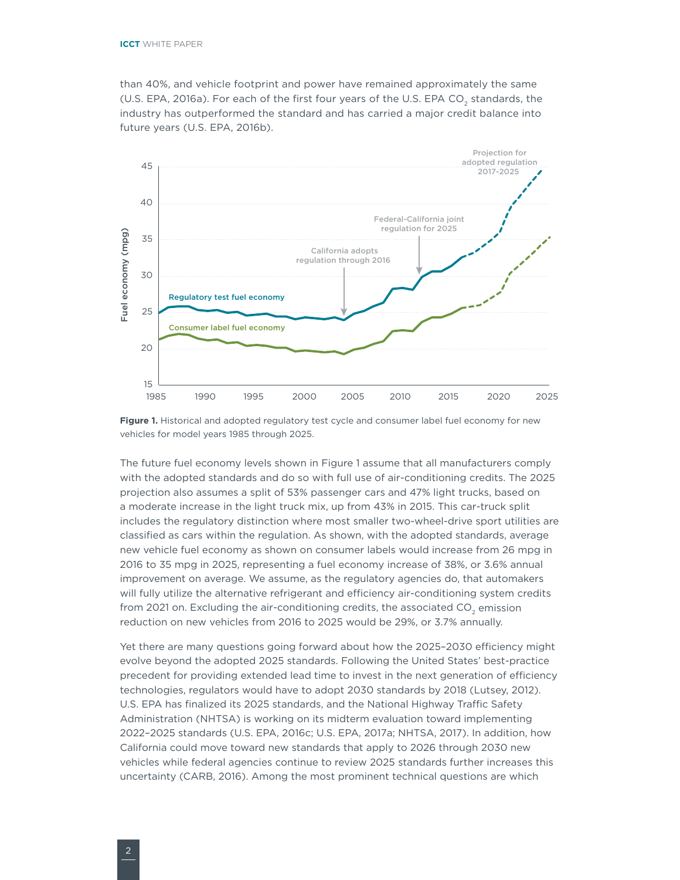than 40%, and vehicle footprint and power have remained approximately the same (U.S. EPA, 2016a). For each of the first four years of the U.S. EPA $CO_2$ standards, the industry has outperformed the standard and has carried a major credit balance into future years (U.S. EPA, 2016b).

**Figure 1.** Historical and adopted regulatory test cycle and consumer label fuel economy for new vehicles for model years 1985 through 2025.

The future fuel economy levels shown in Figure 1 assume that all manufacturers comply with the adopted standards and do so with full use of air-conditioning credits. The 2025 projection also assumes a split of 53% passenger cars and 47% light trucks, based on a moderate increase in the light truck mix, up from 43% in 2015. This car-truck split includes the regulatory distinction where most smaller two-wheel-drive sport utilities are classified as cars within the regulation. As shown, with the adopted standards, average new vehicle fuel economy as shown on consumer labels would increase from 26 mpg in 2016 to 35 mpg in 2025, representing a fuel economy increase of 38%, or 3.6% annual improvement on average. We assume, as the regulatory agencies do, that automakers will fully utilize the alternative refrigerant and efficiency air-conditioning system credits from 2021 on. Excluding the air-conditioning credits, the associated $CO_2$ emission reduction on new vehicles from 2016 to 2025 would be 29%, or 3.7% annually.

Yet there are many questions going forward about how the 2025–2030 efficiency might evolve beyond the adopted 2025 standards. Following the United States' best-practice precedent for providing extended lead time to invest in the next generation of efficiency technologies, regulators would have to adopt 2030 standards by 2018 (Lutsey, 2012). U.S. EPA has finalized its 2025 standards, and the National Highway Traffic Safety Administration (NHTSA) is working on its midterm evaluation toward implementing 2022–2025 standards (U.S. EPA, 2016c; U.S. EPA, 2017a; NHTSA, 2017). In addition, how California could move toward new standards that apply to 2026 through 2030 new vehicles while federal agencies continue to review 2025 standards further increases this uncertainty (CARB, 2016). Among the most prominent technical questions are which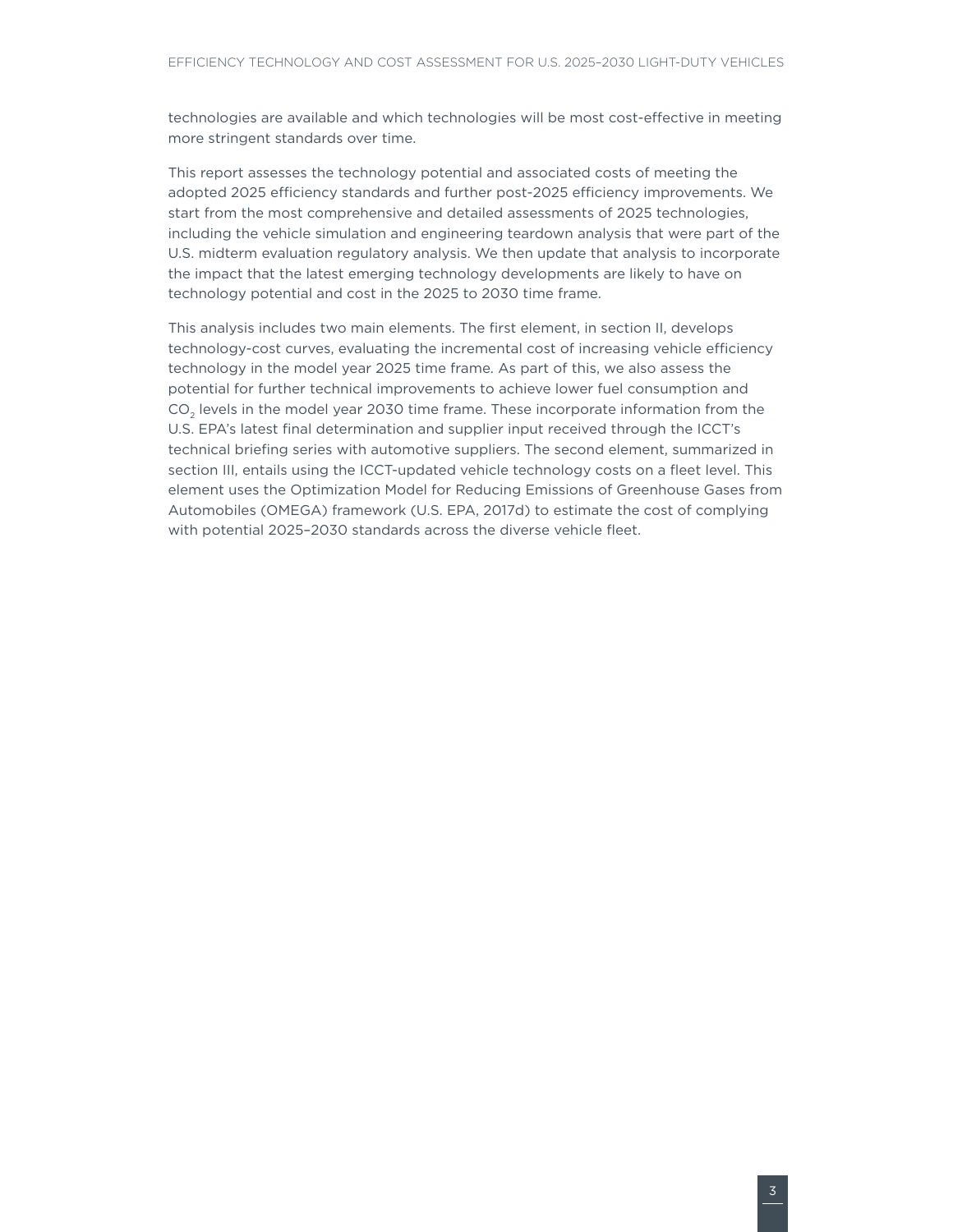technologies are available and which technologies will be most cost-effective in meeting more stringent standards over time.

This report assesses the technology potential and associated costs of meeting the adopted 2025 efficiency standards and further post-2025 efficiency improvements. We start from the most comprehensive and detailed assessments of 2025 technologies, including the vehicle simulation and engineering teardown analysis that were part of the U.S. midterm evaluation regulatory analysis. We then update that analysis to incorporate the impact that the latest emerging technology developments are likely to have on technology potential and cost in the 2025 to 2030 time frame.

This analysis includes two main elements. The first element, in section II, develops technology-cost curves, evaluating the incremental cost of increasing vehicle efficiency technology in the model year 2025 time frame. As part of this, we also assess the potential for further technical improvements to achieve lower fuel consumption and $CO_2$ levels in the model year 2030 time frame. These incorporate information from the U.S. EPA's latest final determination and supplier input received through the ICCT's technical briefing series with automotive suppliers. The second element, summarized in section III, entails using the ICCT-updated vehicle technology costs on a fleet level. This element uses the Optimization Model for Reducing Emissions of Greenhouse Gases from Automobiles (OMEGA) framework (U.S. EPA, 2017d) to estimate the cost of complying with potential 2025–2030 standards across the diverse vehicle fleet.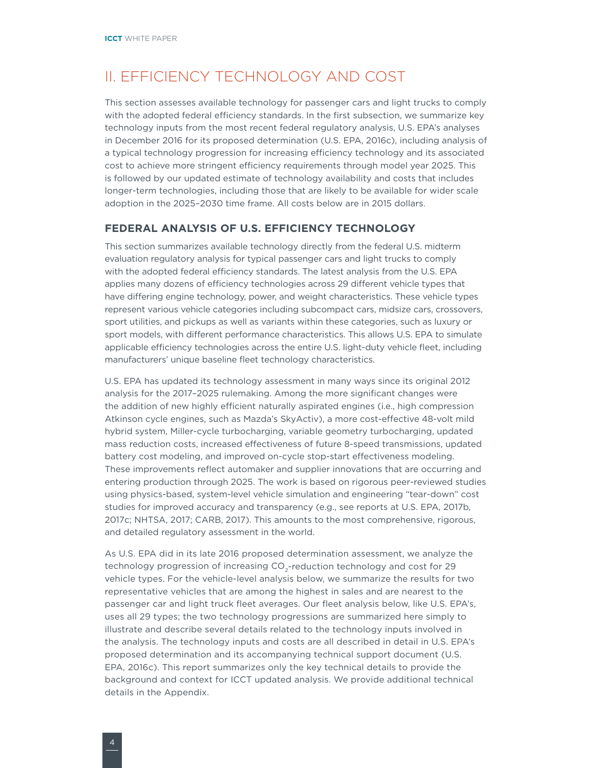# II. EFFICIENCY TECHNOLOGY AND COST

This section assesses available technology for passenger cars and light trucks to comply with the adopted federal efficiency standards. In the first subsection, we summarize key technology inputs from the most recent federal regulatory analysis, U.S. EPA's analyses in December 2016 for its proposed determination (U.S. EPA, 2016c), including analysis of a typical technology progression for increasing efficiency technology and its associated cost to achieve more stringent efficiency requirements through model year 2025. This is followed by our updated estimate of technology availability and costs that includes longer-term technologies, including those that are likely to be available for wider scale adoption in the 2025–2030 time frame. All costs below are in 2015 dollars.

## FEDERAL ANALYSIS OF U.S. EFFICIENCY TECHNOLOGY

This section summarizes available technology directly from the federal U.S. midterm evaluation regulatory analysis for typical passenger cars and light trucks to comply with the adopted federal efficiency standards. The latest analysis from the U.S. EPA applies many dozens of efficiency technologies across 29 different vehicle types that have differing engine technology, power, and weight characteristics. These vehicle types represent various vehicle categories including subcompact cars, midsize cars, crossovers, sport utilities, and pickups as well as variants within these categories, such as luxury or sport models, with different performance characteristics. This allows U.S. EPA to simulate applicable efficiency technologies across the entire U.S. light-duty vehicle fleet, including manufacturers' unique baseline fleet technology characteristics.

U.S. EPA has updated its technology assessment in many ways since its original 2012 analysis for the 2017–2025 rulemaking. Among the more significant changes were the addition of new highly efficient naturally aspirated engines (i.e., high compression Atkinson cycle engines, such as Mazda's SkyActiv), a more cost-effective 48-volt mild hybrid system, Miller-cycle turbocharging, variable geometry turbocharging, updated mass reduction costs, increased effectiveness of future 8-speed transmissions, updated battery cost modeling, and improved on-cycle stop-start effectiveness modeling. These improvements reflect automaker and supplier innovations that are occurring and entering production through 2025. The work is based on rigorous peer-reviewed studies using physics-based, system-level vehicle simulation and engineering "tear-down" cost studies for improved accuracy and transparency (e.g., see reports at U.S. EPA, 2017b, 2017c; NHTSA, 2017; CARB, 2017). This amounts to the most comprehensive, rigorous, and detailed regulatory assessment in the world.

As U.S. EPA did in its late 2016 proposed determination assessment, we analyze the technology progression of increasing $CO_2$-reduction technology and cost for 29 vehicle types. For the vehicle-level analysis below, we summarize the results for two representative vehicles that are among the highest in sales and are nearest to the passenger car and light truck fleet averages. Our fleet analysis below, like U.S. EPA's, uses all 29 types; the two technology progressions are summarized here simply to illustrate and describe several details related to the technology inputs involved in the analysis. The technology inputs and costs are all described in detail in U.S. EPA's proposed determination and its accompanying technical support document (U.S. EPA, 2016c). This report summarizes only the key technical details to provide the background and context for ICCT updated analysis. We provide additional technical details in the Appendix.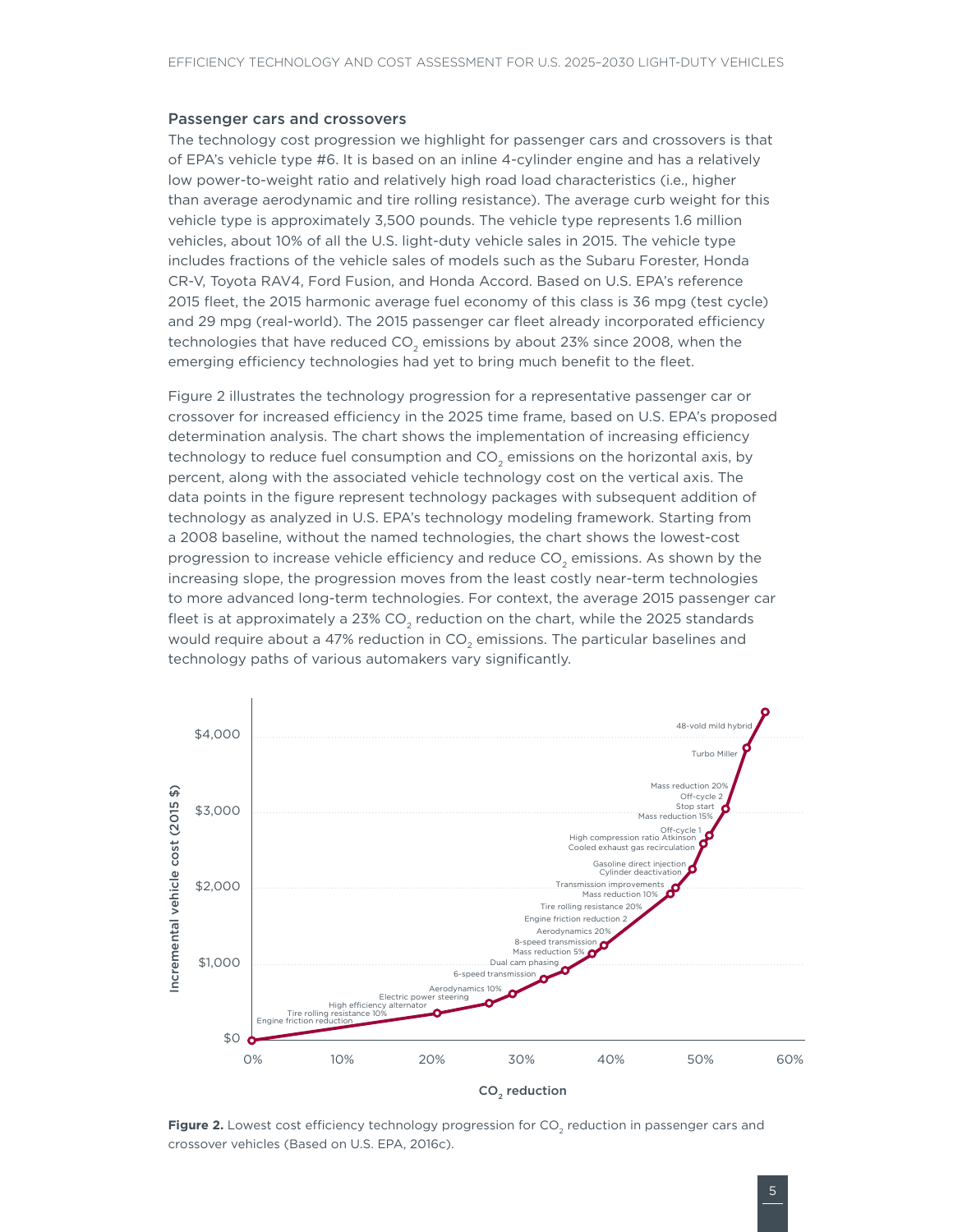## Passenger cars and crossovers

The technology cost progression we highlight for passenger cars and crossovers is that of EPA's vehicle type #6. It is based on an inline 4-cylinder engine and has a relatively low power-to-weight ratio and relatively high road load characteristics (i.e., higher than average aerodynamic and tire rolling resistance). The average curb weight for this vehicle type is approximately 3,500 pounds. The vehicle type represents 1.6 million vehicles, about 10% of all the U.S. light-duty vehicle sales in 2015. The vehicle type includes fractions of the vehicle sales of models such as the Subaru Forester, Honda CR-V, Toyota RAV4, Ford Fusion, and Honda Accord. Based on U.S. EPA's reference 2015 fleet, the 2015 harmonic average fuel economy of this class is 36 mpg (test cycle) and 29 mpg (real-world). The 2015 passenger car fleet already incorporated efficiency technologies that have reduced $CO_2$ emissions by about 23% since 2008, when the emerging efficiency technologies had yet to bring much benefit to the fleet.

Figure 2 illustrates the technology progression for a representative passenger car or crossover for increased efficiency in the 2025 time frame, based on U.S. EPA's proposed determination analysis. The chart shows the implementation of increasing efficiency technology to reduce fuel consumption and $CO_2$ emissions on the horizontal axis, by percent, along with the associated vehicle technology cost on the vertical axis. The data points in the figure represent technology packages with subsequent addition of technology as analyzed in U.S. EPA's technology modeling framework. Starting from a 2008 baseline, without the named technologies, the chart shows the lowest-cost progression to increase vehicle efficiency and reduce $CO_2$ emissions. As shown by the increasing slope, the progression moves from the least costly near-term technologies to more advanced long-term technologies. For context, the average 2015 passenger car fleet is at approximately a 23% $CO_2$ reduction on the chart, while the 2025 standards would require about a 47% reduction in $CO_2$ emissions. The particular baselines and technology paths of various automakers vary significantly.

**Figure 2.** Lowest cost efficiency technology progression for $CO_2$ reduction in passenger cars and crossover vehicles (Based on U.S. EPA, 2016c).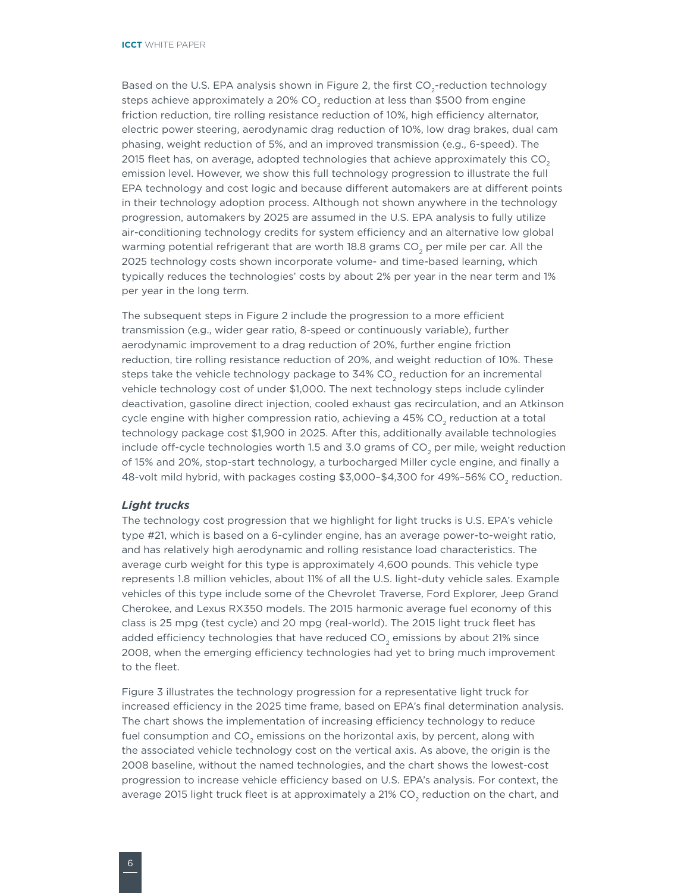Based on the U.S. EPA analysis shown in Figure 2, the first $CO_2$-reduction technology steps achieve approximately a 20% $CO_2$ reduction at less than $500 from engine friction reduction, tire rolling resistance reduction of 10%, high efficiency alternator, electric power steering, aerodynamic drag reduction of 10%, low drag brakes, dual cam phasing, weight reduction of 5%, and an improved transmission (e.g., 6-speed). The 2015 fleet has, on average, adopted technologies that achieve approximately this $CO_2$ emission level. However, we show this full technology progression to illustrate the full EPA technology and cost logic and because different automakers are at different points in their technology adoption process. Although not shown anywhere in the technology progression, automakers by 2025 are assumed in the U.S. EPA analysis to fully utilize air-conditioning technology credits for system efficiency and an alternative low global warming potential refrigerant that are worth 18.8 grams $CO_2$ per mile per car. All the 2025 technology costs shown incorporate volume- and time-based learning, which typically reduces the technologies' costs by about 2% per year in the near term and 1% per year in the long term.

The subsequent steps in Figure 2 include the progression to a more efficient transmission (e.g., wider gear ratio, 8-speed or continuously variable), further aerodynamic improvement to a drag reduction of 20%, further engine friction reduction, tire rolling resistance reduction of 20%, and weight reduction of 10%. These steps take the vehicle technology package to 34% $CO_2$ reduction for an incremental vehicle technology cost of under $1,000. The next technology steps include cylinder deactivation, gasoline direct injection, cooled exhaust gas recirculation, and an Atkinson cycle engine with higher compression ratio, achieving a 45% $CO_2$ reduction at a total technology package cost $1,900 in 2025. After this, additionally available technologies include off-cycle technologies worth 1.5 and 3.0 grams of $CO_2$ per mile, weight reduction of 15% and 20%, stop-start technology, a turbocharged Miller cycle engine, and finally a 48-volt mild hybrid, with packages costing $3,000–$4,300 for 49%–56% $CO_2$ reduction.

### *Light trucks*

The technology cost progression that we highlight for light trucks is U.S. EPA's vehicle type #21, which is based on a 6-cylinder engine, has an average power-to-weight ratio, and has relatively high aerodynamic and rolling resistance load characteristics. The average curb weight for this type is approximately 4,600 pounds. This vehicle type represents 1.8 million vehicles, about 11% of all the U.S. light-duty vehicle sales. Example vehicles of this type include some of the Chevrolet Traverse, Ford Explorer, Jeep Grand Cherokee, and Lexus RX350 models. The 2015 harmonic average fuel economy of this class is 25 mpg (test cycle) and 20 mpg (real-world). The 2015 light truck fleet has added efficiency technologies that have reduced $CO_2$ emissions by about 21% since 2008, when the emerging efficiency technologies had yet to bring much improvement to the fleet.

Figure 3 illustrates the technology progression for a representative light truck for increased efficiency in the 2025 time frame, based on EPA's final determination analysis. The chart shows the implementation of increasing efficiency technology to reduce fuel consumption and $CO_2$ emissions on the horizontal axis, by percent, along with the associated vehicle technology cost on the vertical axis. As above, the origin is the 2008 baseline, without the named technologies, and the chart shows the lowest-cost progression to increase vehicle efficiency based on U.S. EPA's analysis. For context, the average 2015 light truck fleet is at approximately a 21% $CO_2$ reduction on the chart, and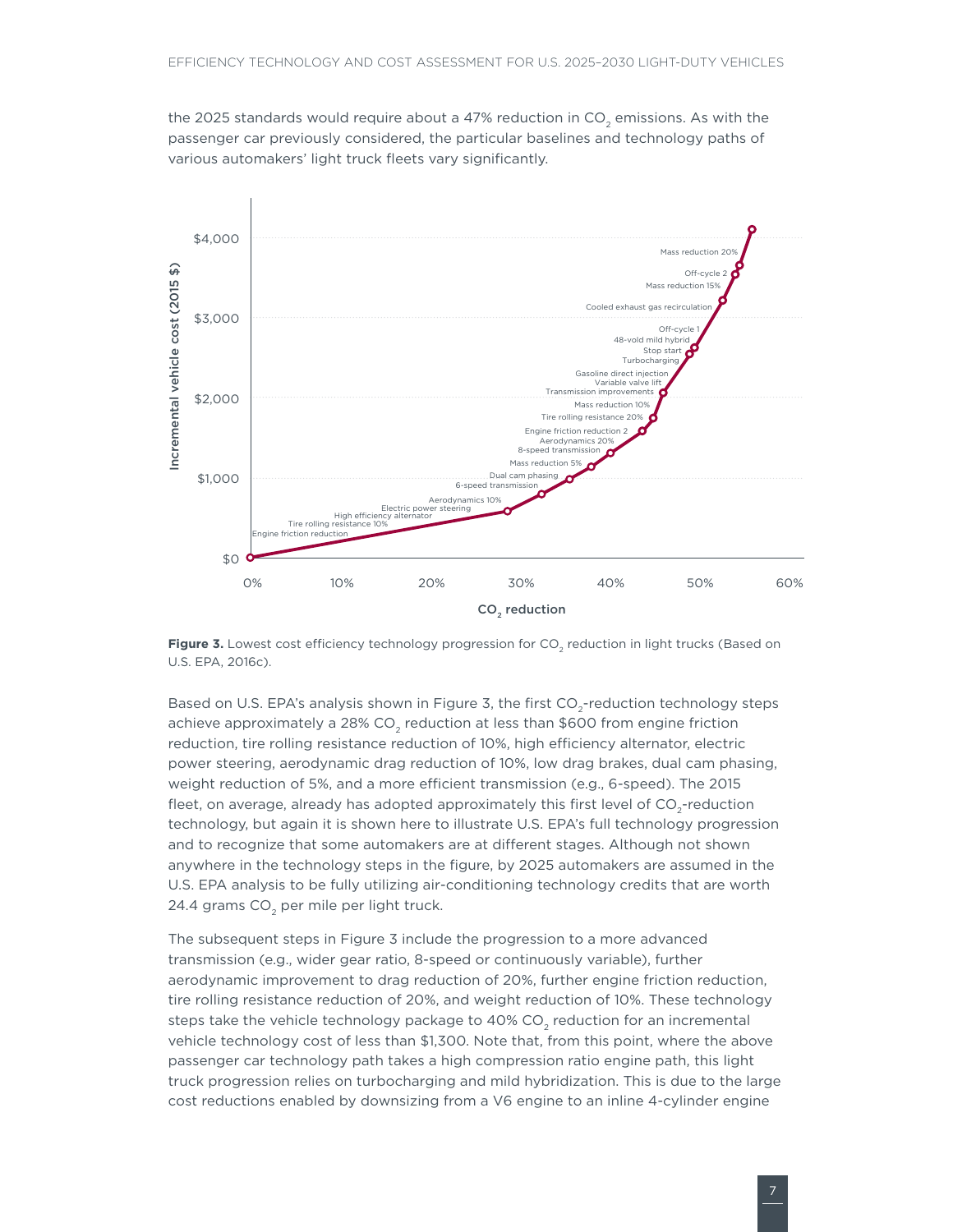the 2025 standards would require about a 47% reduction in $CO_2$ emissions. As with the passenger car previously considered, the particular baselines and technology paths of various automakers' light truck fleets vary significantly.

**Figure 3.** Lowest cost efficiency technology progression for $CO_2$ reduction in light trucks (Based on U.S. EPA, 2016c).

Based on U.S. EPA's analysis shown in Figure 3, the first $CO_2$-reduction technology steps achieve approximately a 28% $CO_2$ reduction at less than $600 from engine friction reduction, tire rolling resistance reduction of 10%, high efficiency alternator, electric power steering, aerodynamic drag reduction of 10%, low drag brakes, dual cam phasing, weight reduction of 5%, and a more efficient transmission (e.g., 6-speed). The 2015 fleet, on average, already has adopted approximately this first level of $CO_2$-reduction technology, but again it is shown here to illustrate U.S. EPA's full technology progression and to recognize that some automakers are at different stages. Although not shown anywhere in the technology steps in the figure, by 2025 automakers are assumed in the U.S. EPA analysis to be fully utilizing air-conditioning technology credits that are worth 24.4 grams $CO_2$ per mile per light truck.

The subsequent steps in Figure 3 include the progression to a more advanced transmission (e.g., wider gear ratio, 8-speed or continuously variable), further aerodynamic improvement to drag reduction of 20%, further engine friction reduction, tire rolling resistance reduction of 20%, and weight reduction of 10%. These technology steps take the vehicle technology package to 40% $CO_2$ reduction for an incremental vehicle technology cost of less than $1,300. Note that, from this point, where the above passenger car technology path takes a high compression ratio engine path, this light truck progression relies on turbocharging and mild hybridization. This is due to the large cost reductions enabled by downsizing from a V6 engine to an inline 4-cylinder engine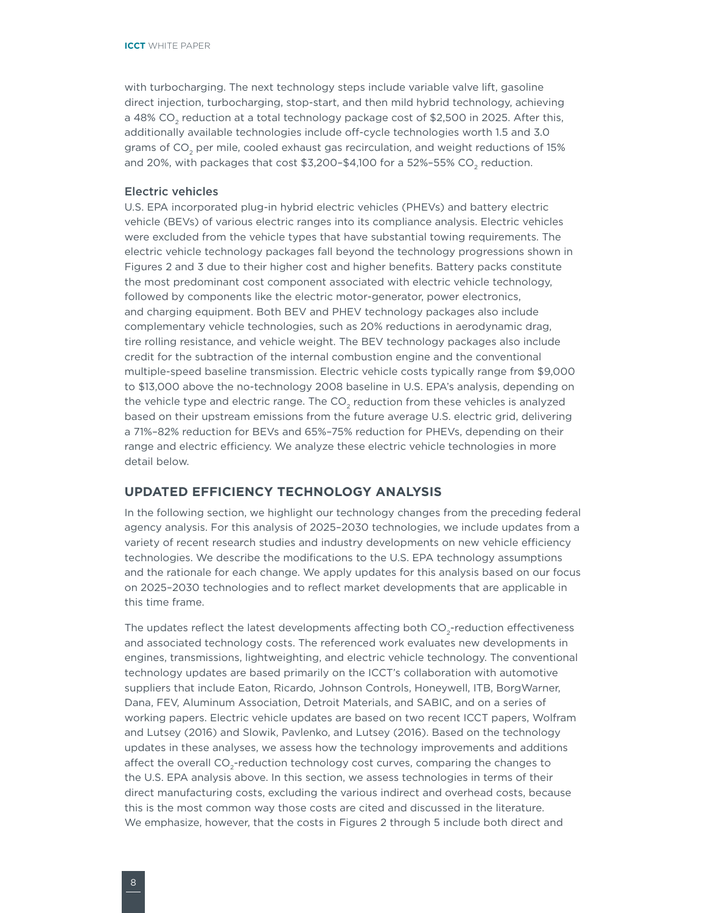with turbocharging. The next technology steps include variable valve lift, gasoline direct injection, turbocharging, stop-start, and then mild hybrid technology, achieving a 48% $CO_2$ reduction at a total technology package cost of $2,500 in 2025. After this, additionally available technologies include off-cycle technologies worth 1.5 and 3.0 grams of $CO_2$ per mile, cooled exhaust gas recirculation, and weight reductions of 15% and 20%, with packages that cost $3,200–$4,100 for a 52%–55% $CO_2$ reduction.

### Electric vehicles

U.S. EPA incorporated plug-in hybrid electric vehicles (PHEVs) and battery electric vehicle (BEVs) of various electric ranges into its compliance analysis. Electric vehicles were excluded from the vehicle types that have substantial towing requirements. The electric vehicle technology packages fall beyond the technology progressions shown in Figures 2 and 3 due to their higher cost and higher benefits. Battery packs constitute the most predominant cost component associated with electric vehicle technology, followed by components like the electric motor-generator, power electronics, and charging equipment. Both BEV and PHEV technology packages also include complementary vehicle technologies, such as 20% reductions in aerodynamic drag, tire rolling resistance, and vehicle weight. The BEV technology packages also include credit for the subtraction of the internal combustion engine and the conventional multiple-speed baseline transmission. Electric vehicle costs typically range from $9,000 to $13,000 above the no-technology 2008 baseline in U.S. EPA's analysis, depending on the vehicle type and electric range. The $CO_2$ reduction from these vehicles is analyzed based on their upstream emissions from the future average U.S. electric grid, delivering a 71%–82% reduction for BEVs and 65%–75% reduction for PHEVs, depending on their range and electric efficiency. We analyze these electric vehicle technologies in more detail below.

## UPDATED EFFICIENCY TECHNOLOGY ANALYSIS

In the following section, we highlight our technology changes from the preceding federal agency analysis. For this analysis of 2025–2030 technologies, we include updates from a variety of recent research studies and industry developments on new vehicle efficiency technologies. We describe the modifications to the U.S. EPA technology assumptions and the rationale for each change. We apply updates for this analysis based on our focus on 2025–2030 technologies and to reflect market developments that are applicable in this time frame.

The updates reflect the latest developments affecting both $CO_2$-reduction effectiveness and associated technology costs. The referenced work evaluates new developments in engines, transmissions, lightweighting, and electric vehicle technology. The conventional technology updates are based primarily on the ICCT's collaboration with automotive suppliers that include Eaton, Ricardo, Johnson Controls, Honeywell, ITB, BorgWarner, Dana, FEV, Aluminum Association, Detroit Materials, and SABIC, and on a series of working papers. Electric vehicle updates are based on two recent ICCT papers, Wolfram and Lutsey (2016) and Slowik, Pavlenko, and Lutsey (2016). Based on the technology updates in these analyses, we assess how the technology improvements and additions affect the overall $CO_2$-reduction technology cost curves, comparing the changes to the U.S. EPA analysis above. In this section, we assess technologies in terms of their direct manufacturing costs, excluding the various indirect and overhead costs, because this is the most common way those costs are cited and discussed in the literature. We emphasize, however, that the costs in Figures 2 through 5 include both direct and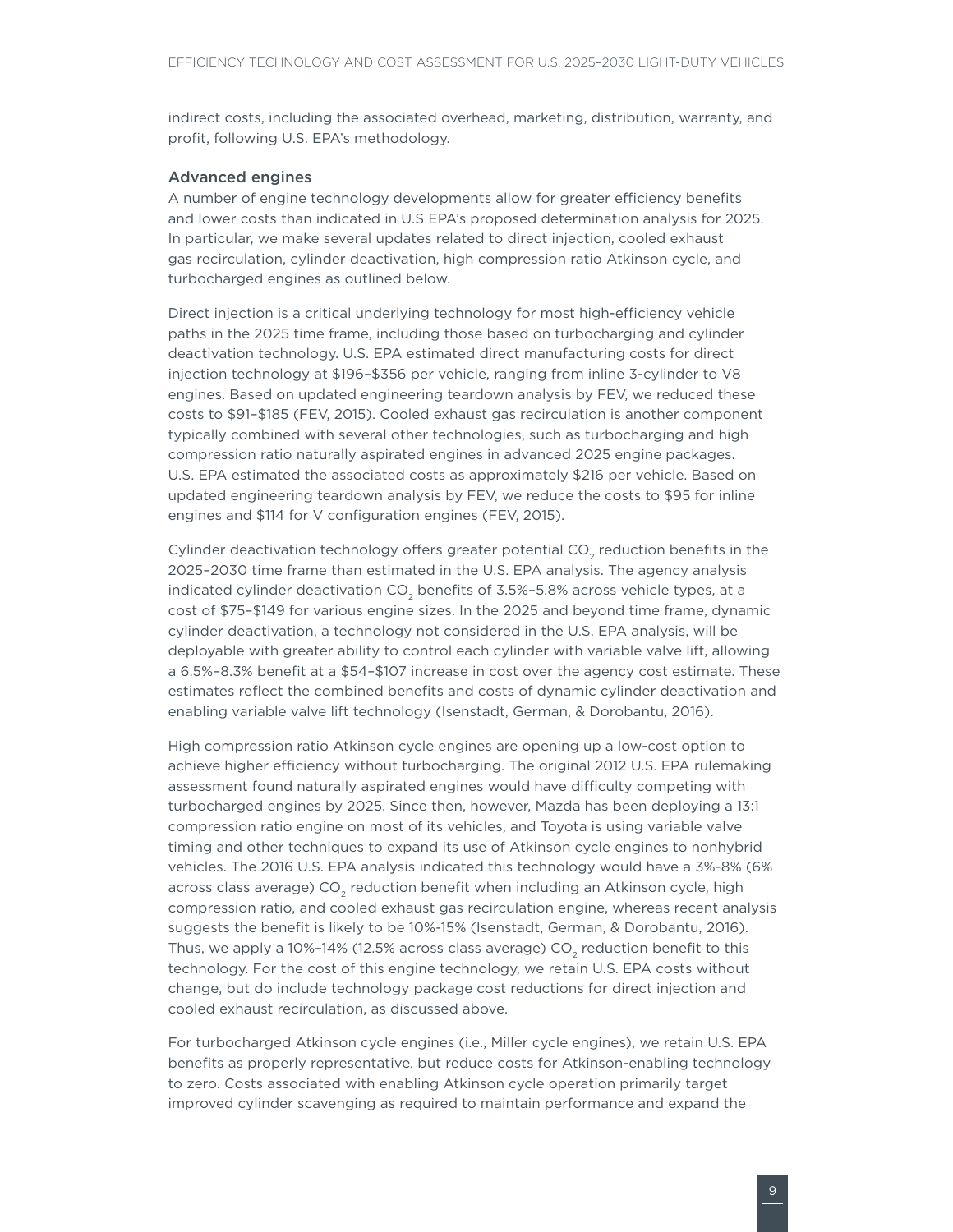indirect costs, including the associated overhead, marketing, distribution, warranty, and profit, following U.S. EPA's methodology.

### Advanced engines

A number of engine technology developments allow for greater efficiency benefits and lower costs than indicated in U.S EPA's proposed determination analysis for 2025. In particular, we make several updates related to direct injection, cooled exhaust gas recirculation, cylinder deactivation, high compression ratio Atkinson cycle, and turbocharged engines as outlined below.

Direct injection is a critical underlying technology for most high-efficiency vehicle paths in the 2025 time frame, including those based on turbocharging and cylinder deactivation technology. U.S. EPA estimated direct manufacturing costs for direct injection technology at $196–$356 per vehicle, ranging from inline 3-cylinder to V8 engines. Based on updated engineering teardown analysis by FEV, we reduced these costs to $91–$185 (FEV, 2015). Cooled exhaust gas recirculation is another component typically combined with several other technologies, such as turbocharging and high compression ratio naturally aspirated engines in advanced 2025 engine packages. U.S. EPA estimated the associated costs as approximately $216 per vehicle. Based on updated engineering teardown analysis by FEV, we reduce the costs to $95 for inline engines and $114 for V configuration engines (FEV, 2015).

Cylinder deactivation technology offers greater potential $CO_2$ reduction benefits in the 2025–2030 time frame than estimated in the U.S. EPA analysis. The agency analysis indicated cylinder deactivation $CO_2$ benefits of 3.5%–5.8% across vehicle types, at a cost of $75–$149 for various engine sizes. In the 2025 and beyond time frame, dynamic cylinder deactivation, a technology not considered in the U.S. EPA analysis, will be deployable with greater ability to control each cylinder with variable valve lift, allowing a 6.5%–8.3% benefit at a $54–$107 increase in cost over the agency cost estimate. These estimates reflect the combined benefits and costs of dynamic cylinder deactivation and enabling variable valve lift technology (Isenstadt, German, & Dorobantu, 2016).

High compression ratio Atkinson cycle engines are opening up a low-cost option to achieve higher efficiency without turbocharging. The original 2012 U.S. EPA rulemaking assessment found naturally aspirated engines would have difficulty competing with turbocharged engines by 2025. Since then, however, Mazda has been deploying a 13:1 compression ratio engine on most of its vehicles, and Toyota is using variable valve timing and other techniques to expand its use of Atkinson cycle engines to nonhybrid vehicles. The 2016 U.S. EPA analysis indicated this technology would have a 3%-8% (6% across class average) $CO_2$ reduction benefit when including an Atkinson cycle, high compression ratio, and cooled exhaust gas recirculation engine, whereas recent analysis suggests the benefit is likely to be 10%-15% (Isenstadt, German, & Dorobantu, 2016). Thus, we apply a 10%–14% (12.5% across class average) $CO_2$ reduction benefit to this technology. For the cost of this engine technology, we retain U.S. EPA costs without change, but do include technology package cost reductions for direct injection and cooled exhaust recirculation, as discussed above.

For turbocharged Atkinson cycle engines (i.e., Miller cycle engines), we retain U.S. EPA benefits as properly representative, but reduce costs for Atkinson-enabling technology to zero. Costs associated with enabling Atkinson cycle operation primarily target improved cylinder scavenging as required to maintain performance and expand the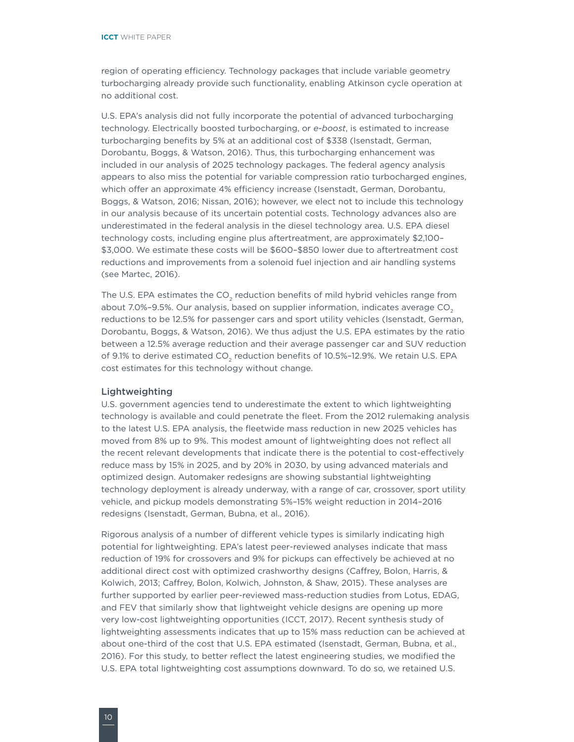region of operating efficiency. Technology packages that include variable geometry turbocharging already provide such functionality, enabling Atkinson cycle operation at no additional cost.

U.S. EPA's analysis did not fully incorporate the potential of advanced turbocharging technology. Electrically boosted turbocharging, or *e-boost*, is estimated to increase turbocharging benefits by 5% at an additional cost of $338 (Isenstadt, German, Dorobantu, Boggs, & Watson, 2016). Thus, this turbocharging enhancement was included in our analysis of 2025 technology packages. The federal agency analysis appears to also miss the potential for variable compression ratio turbocharged engines, which offer an approximate 4% efficiency increase (Isenstadt, German, Dorobantu, Boggs, & Watson, 2016; Nissan, 2016); however, we elect not to include this technology in our analysis because of its uncertain potential costs. Technology advances also are underestimated in the federal analysis in the diesel technology area. U.S. EPA diesel technology costs, including engine plus aftertreatment, are approximately $2,100–$3,000. We estimate these costs will be $600–$850 lower due to aftertreatment cost reductions and improvements from a solenoid fuel injection and air handling systems (see Martec, 2016).

The U.S. EPA estimates the $CO_2$ reduction benefits of mild hybrid vehicles range from about 7.0%–9.5%. Our analysis, based on supplier information, indicates average $CO_2$ reductions to be 12.5% for passenger cars and sport utility vehicles (Isenstadt, German, Dorobantu, Boggs, & Watson, 2016). We thus adjust the U.S. EPA estimates by the ratio between a 12.5% average reduction and their average passenger car and SUV reduction of 9.1% to derive estimated $CO_2$ reduction benefits of 10.5%–12.9%. We retain U.S. EPA cost estimates for this technology without change.

### Lightweighting

U.S. government agencies tend to underestimate the extent to which lightweighting technology is available and could penetrate the fleet. From the 2012 rulemaking analysis to the latest U.S. EPA analysis, the fleetwide mass reduction in new 2025 vehicles has moved from 8% up to 9%. This modest amount of lightweighting does not reflect all the recent relevant developments that indicate there is the potential to cost-effectively reduce mass by 15% in 2025, and by 20% in 2030, by using advanced materials and optimized design. Automaker redesigns are showing substantial lightweighting technology deployment is already underway, with a range of car, crossover, sport utility vehicle, and pickup models demonstrating 5%–15% weight reduction in 2014–2016 redesigns (Isenstadt, German, Bubna, et al., 2016).

Rigorous analysis of a number of different vehicle types is similarly indicating high potential for lightweighting. EPA's latest peer-reviewed analyses indicate that mass reduction of 19% for crossovers and 9% for pickups can effectively be achieved at no additional direct cost with optimized crashworthy designs (Caffrey, Bolon, Harris, & Kolwich, 2013; Caffrey, Bolon, Kolwich, Johnston, & Shaw, 2015). These analyses are further supported by earlier peer-reviewed mass-reduction studies from Lotus, EDAG, and FEV that similarly show that lightweight vehicle designs are opening up more very low-cost lightweighting opportunities (ICCT, 2017). Recent synthesis study of lightweighting assessments indicates that up to 15% mass reduction can be achieved at about one-third of the cost that U.S. EPA estimated (Isenstadt, German, Bubna, et al., 2016). For this study, to better reflect the latest engineering studies, we modified the U.S. EPA total lightweighting cost assumptions downward. To do so, we retained U.S.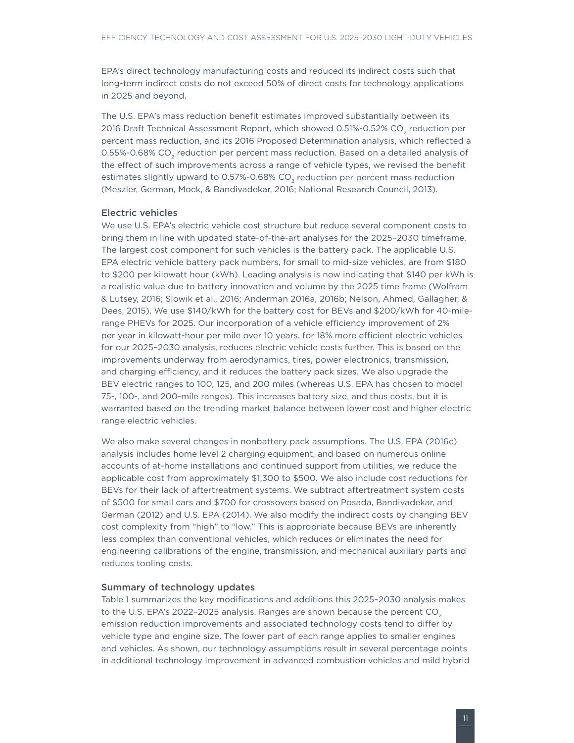EPA's direct technology manufacturing costs and reduced its indirect costs such that long-term indirect costs do not exceed 50% of direct costs for technology applications in 2025 and beyond.

The U.S. EPA's mass reduction benefit estimates improved substantially between its 2016 Draft Technical Assessment Report, which showed 0.51%-0.52% $CO_2$ reduction per percent mass reduction, and its 2016 Proposed Determination analysis, which reflected a 0.55%-0.68% $CO_2$ reduction per percent mass reduction. Based on a detailed analysis of the effect of such improvements across a range of vehicle types, we revised the benefit estimates slightly upward to 0.57%-0.68% $CO_2$ reduction per percent mass reduction (Meszler, German, Mock, & Bandivadekar, 2016; National Research Council, 2013).

### Electric vehicles

We use U.S. EPA's electric vehicle cost structure but reduce several component costs to bring them in line with updated state-of-the-art analyses for the 2025–2030 timeframe. The largest cost component for such vehicles is the battery pack. The applicable U.S. EPA electric vehicle battery pack numbers, for small to mid-size vehicles, are from $180 to $200 per kilowatt hour (kWh). Leading analysis is now indicating that $140 per kWh is a realistic value due to battery innovation and volume by the 2025 time frame (Wolfram & Lutsey, 2016; Slowik et al., 2016; Anderman 2016a, 2016b; Nelson, Ahmed, Gallagher, & Dees, 2015). We use $140/kWh for the battery cost for BEVs and $200/kWh for 40-mile-range PHEVs for 2025. Our incorporation of a vehicle efficiency improvement of 2% per year in kilowatt-hour per mile over 10 years, for 18% more efficient electric vehicles for our 2025–2030 analysis, reduces electric vehicle costs further. This is based on the improvements underway from aerodynamics, tires, power electronics, transmission, and charging efficiency, and it reduces the battery pack sizes. We also upgrade the BEV electric ranges to 100, 125, and 200 miles (whereas U.S. EPA has chosen to model 75-, 100-, and 200-mile ranges). This increases battery size, and thus costs, but it is warranted based on the trending market balance between lower cost and higher electric range electric vehicles.

We also make several changes in nonbattery pack assumptions. The U.S. EPA (2016c) analysis includes home level 2 charging equipment, and based on numerous online accounts of at-home installations and continued support from utilities, we reduce the applicable cost from approximately $1,300 to $500. We also include cost reductions for BEVs for their lack of aftertreatment systems. We subtract aftertreatment system costs of $500 for small cars and $700 for crossovers based on Posada, Bandivadekar, and German (2012) and U.S. EPA (2014). We also modify the indirect costs by changing BEV cost complexity from "high" to "low." This is appropriate because BEVs are inherently less complex than conventional vehicles, which reduces or eliminates the need for engineering calibrations of the engine, transmission, and mechanical auxiliary parts and reduces tooling costs.

### Summary of technology updates

Table 1 summarizes the key modifications and additions this 2025–2030 analysis makes to the U.S. EPA's 2022–2025 analysis. Ranges are shown because the percent $CO_2$ emission reduction improvements and associated technology costs tend to differ by vehicle type and engine size. The lower part of each range applies to smaller engines and vehicles. As shown, our technology assumptions result in several percentage points in additional technology improvement in advanced combustion vehicles and mild hybrid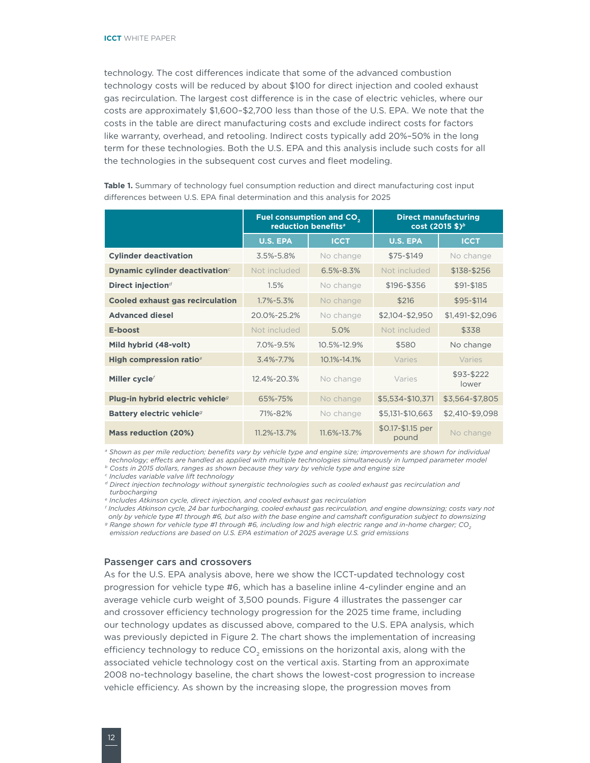technology. The cost differences indicate that some of the advanced combustion technology costs will be reduced by about $100 for direct injection and cooled exhaust gas recirculation. The largest cost difference is in the case of electric vehicles, where our costs are approximately $1,600–$2,700 less than those of the U.S. EPA. We note that the costs in the table are direct manufacturing costs and exclude indirect costs for factors like warranty, overhead, and retooling. Indirect costs typically add 20%–50% in the long term for these technologies. Both the U.S. EPA and this analysis include such costs for all the technologies in the subsequent cost curves and fleet modeling.

**Table 1.** Summary of technology fuel consumption reduction and direct manufacturing cost input differences between U.S. EPA final determination and this analysis for 2025

| | Fuel consumption and $CO_2$ reduction benefits[a] | | Direct manufacturing cost (2015 $)[b] | |
|---|---|---|---|---|
| | U.S. EPA | ICCT | U.S. EPA | ICCT |
| **Cylinder deactivation** | 3.5%-5.8% | No change | $75-$149 | No change |
| **Dynamic cylinder deactivation**[c] | Not included | 6.5%-8.3% | Not included | $138-$256 |
| **Direct injection**[d] | 1.5% | No change | $196-$356 | $91-$185 |
| **Cooled exhaust gas recirculation** | 1.7%-5.3% | No change | $216 | $95-$114 |
| **Advanced diesel** | 20.0%-25.2% | No change | $2,104-$2,950 | $1,491-$2,096 |
| **E-boost** | Not included | 5.0% | Not included | $338 |
| **Mild hybrid (48-volt)** | 7.0%-9.5% | 10.5%-12.9% | $580 | No change |
| **High compression ratio**[e] | 3.4%-7.7% | 10.1%-14.1% | Varies | Varies |
| **Miller cycle**[f] | 12.4%-20.3% | No change | Varies | $93-$222 lower |
| **Plug-in hybrid electric vehicle**[g] | 65%-75% | No change | $5,534-$10,371 | $3,564-$7,805 |
| **Battery electric vehicle**[g] | 71%-82% | No change | $5,131-$10,663 | $2,410-$9,098 |
| **Mass reduction (20%)** | 11.2%-13.7% | 11.6%-13.7% | $0.17-$1.15 per pound | No change |

[a] *Shown as per mile reduction; benefits vary by vehicle type and engine size; improvements are shown for individual technology; effects are handled as applied with multiple technologies simultaneously in lumped parameter model*
[b] *Costs in 2015 dollars, ranges as shown because they vary by vehicle type and engine size*
[c] *Includes variable valve lift technology*
[d] *Direct injection technology without synergistic technologies such as cooled exhaust gas recirculation and turbocharging*
[e] *Includes Atkinson cycle, direct injection, and cooled exhaust gas recirculation*
[f] *Includes Atkinson cycle, 24 bar turbocharging, cooled exhaust gas recirculation, and engine downsizing; costs vary not only by vehicle type #1 through #6, but also with the base engine and camshaft configuration subject to downsizing*
[g] *Range shown for vehicle type #1 through #6, including low and high electric range and in-home charger; $CO_2$ emission reductions are based on U.S. EPA estimation of 2025 average U.S. grid emissions*

### Passenger cars and crossovers

As for the U.S. EPA analysis above, here we show the ICCT-updated technology cost progression for vehicle type #6, which has a baseline inline 4-cylinder engine and an average vehicle curb weight of 3,500 pounds. Figure 4 illustrates the passenger car and crossover efficiency technology progression for the 2025 time frame, including our technology updates as discussed above, compared to the U.S. EPA analysis, which was previously depicted in Figure 2. The chart shows the implementation of increasing efficiency technology to reduce $CO_2$ emissions on the horizontal axis, along with the associated vehicle technology cost on the vertical axis. Starting from an approximate 2008 no-technology baseline, the chart shows the lowest-cost progression to increase vehicle efficiency. As shown by the increasing slope, the progression moves from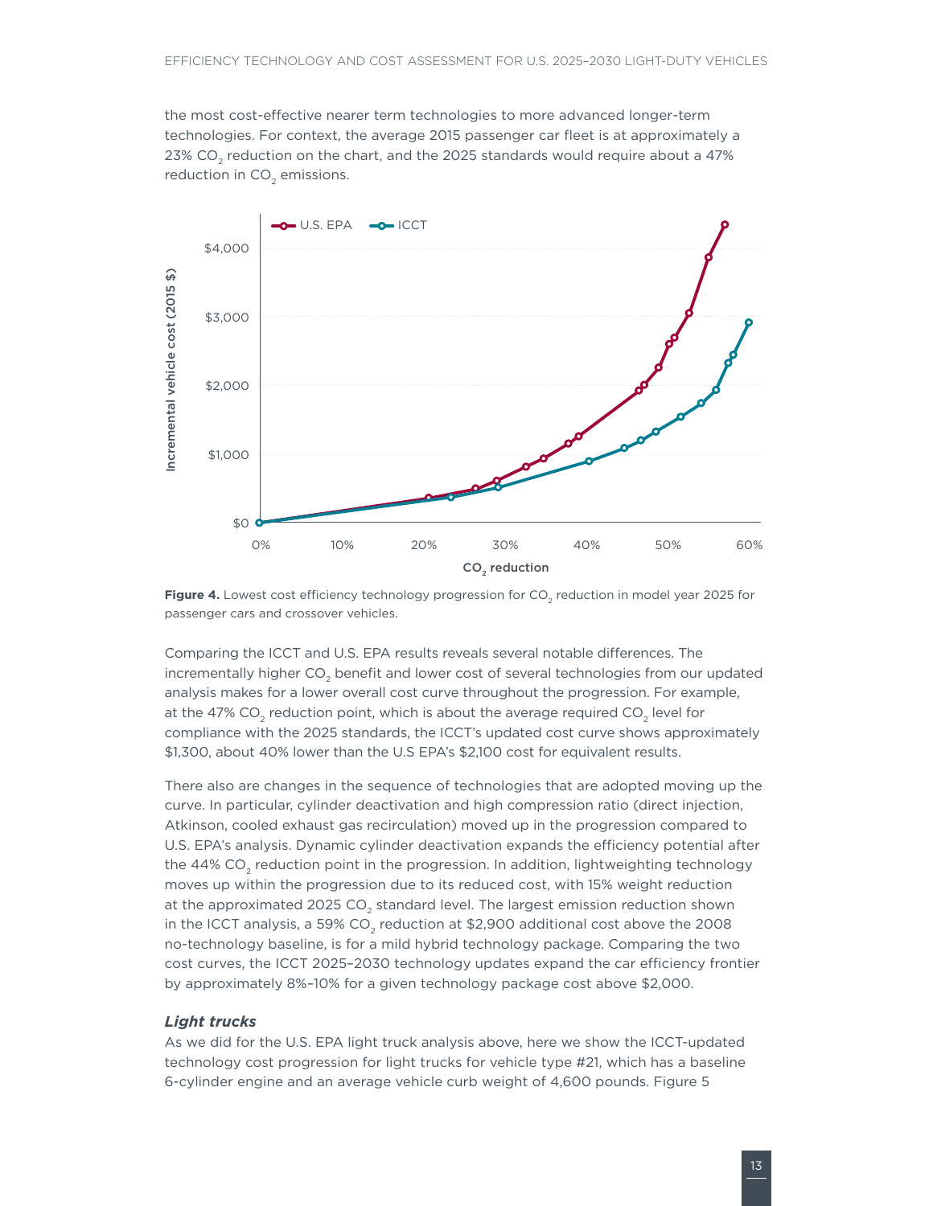the most cost-effective nearer term technologies to more advanced longer-term technologies. For context, the average 2015 passenger car fleet is at approximately a 23% $CO_2$ reduction on the chart, and the 2025 standards would require about a 47% reduction in $CO_2$ emissions.

**Figure 4.** Lowest cost efficiency technology progression for $CO_2$ reduction in model year 2025 for passenger cars and crossover vehicles.

Comparing the ICCT and U.S. EPA results reveals several notable differences. The incrementally higher $CO_2$ benefit and lower cost of several technologies from our updated analysis makes for a lower overall cost curve throughout the progression. For example, at the 47% $CO_2$ reduction point, which is about the average required $CO_2$ level for compliance with the 2025 standards, the ICCT's updated cost curve shows approximately $1,300, about 40% lower than the U.S EPA's $2,100 cost for equivalent results.

There also are changes in the sequence of technologies that are adopted moving up the curve. In particular, cylinder deactivation and high compression ratio (direct injection, Atkinson, cooled exhaust gas recirculation) moved up in the progression compared to U.S. EPA's analysis. Dynamic cylinder deactivation expands the efficiency potential after the 44% $CO_2$ reduction point in the progression. In addition, lightweighting technology moves up within the progression due to its reduced cost, with 15% weight reduction at the approximated 2025 $CO_2$ standard level. The largest emission reduction shown in the ICCT analysis, a 59% $CO_2$ reduction at $2,900 additional cost above the 2008 no-technology baseline, is for a mild hybrid technology package. Comparing the two cost curves, the ICCT 2025–2030 technology updates expand the car efficiency frontier by approximately 8%–10% for a given technology package cost above $2,000.

### *Light trucks*

As we did for the U.S. EPA light truck analysis above, here we show the ICCT-updated technology cost progression for light trucks for vehicle type #21, which has a baseline 6-cylinder engine and an average vehicle curb weight of 4,600 pounds. Figure 5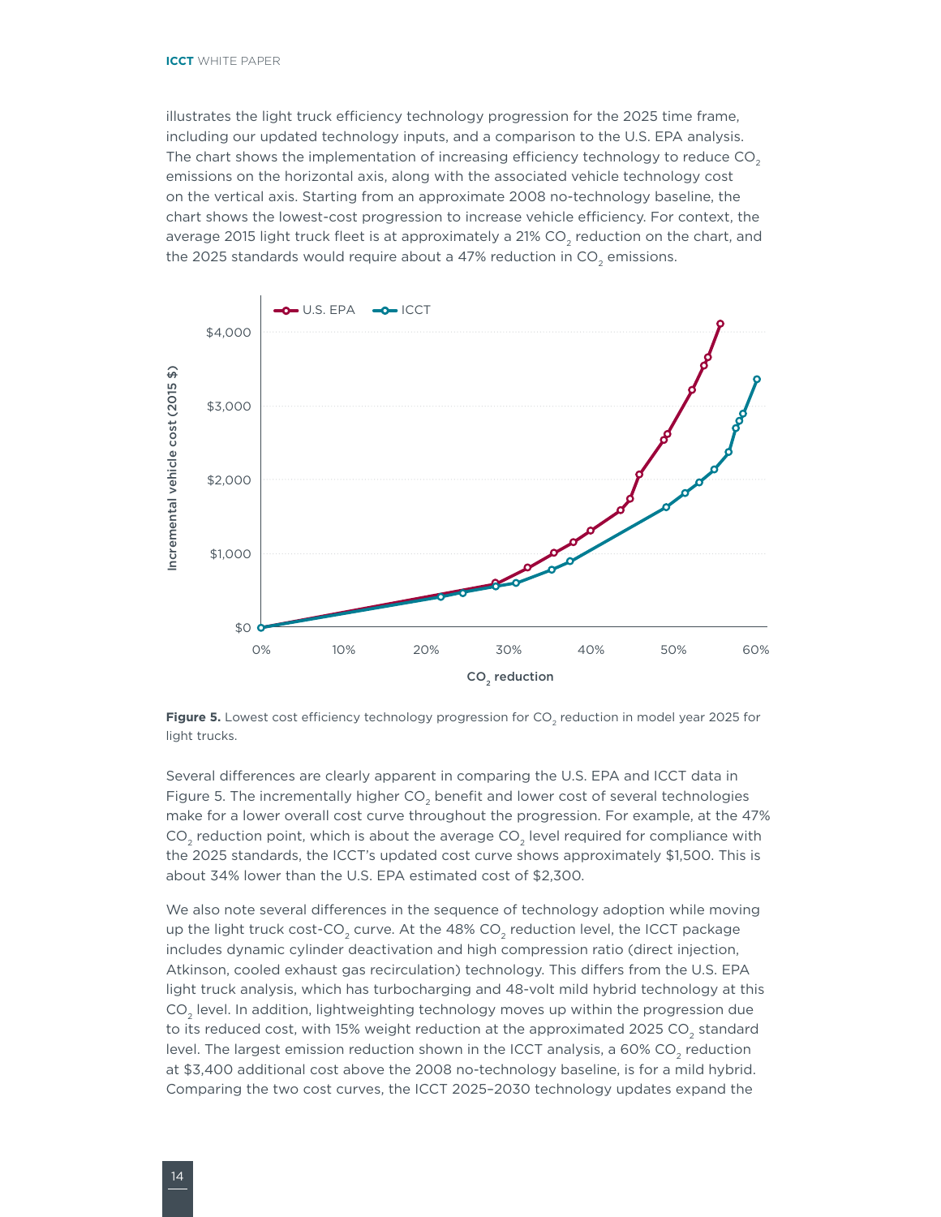illustrates the light truck efficiency technology progression for the 2025 time frame, including our updated technology inputs, and a comparison to the U.S. EPA analysis. The chart shows the implementation of increasing efficiency technology to reduce $CO_2$ emissions on the horizontal axis, along with the associated vehicle technology cost on the vertical axis. Starting from an approximate 2008 no-technology baseline, the chart shows the lowest-cost progression to increase vehicle efficiency. For context, the average 2015 light truck fleet is at approximately a 21% $CO_2$ reduction on the chart, and the 2025 standards would require about a 47% reduction in $CO_2$ emissions.

**Figure 5.** Lowest cost efficiency technology progression for $CO_2$ reduction in model year 2025 for light trucks.

Several differences are clearly apparent in comparing the U.S. EPA and ICCT data in Figure 5. The incrementally higher $CO_2$ benefit and lower cost of several technologies make for a lower overall cost curve throughout the progression. For example, at the 47% $CO_2$ reduction point, which is about the average $CO_2$ level required for compliance with the 2025 standards, the ICCT's updated cost curve shows approximately $1,500. This is about 34% lower than the U.S. EPA estimated cost of $2,300.

We also note several differences in the sequence of technology adoption while moving up the light truck cost-$CO_2$ curve. At the 48% $CO_2$ reduction level, the ICCT package includes dynamic cylinder deactivation and high compression ratio (direct injection, Atkinson, cooled exhaust gas recirculation) technology. This differs from the U.S. EPA light truck analysis, which has turbocharging and 48-volt mild hybrid technology at this $CO_2$ level. In addition, lightweighting technology moves up within the progression due to its reduced cost, with 15% weight reduction at the approximated 2025 $CO_2$ standard level. The largest emission reduction shown in the ICCT analysis, a 60% $CO_2$ reduction at $3,400 additional cost above the 2008 no-technology baseline, is for a mild hybrid. Comparing the two cost curves, the ICCT 2025–2030 technology updates expand the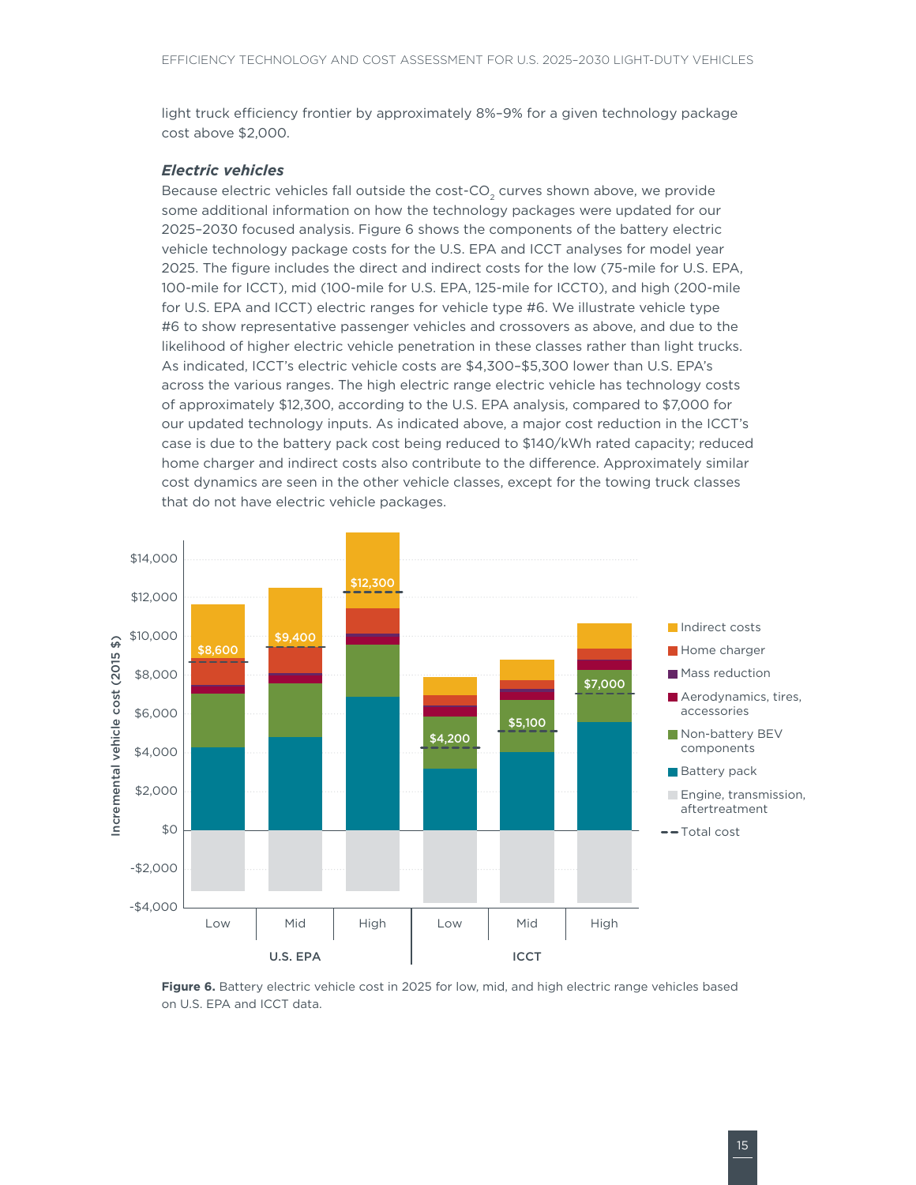light truck efficiency frontier by approximately 8%–9% for a given technology package cost above $2,000.

### *Electric vehicles*

Because electric vehicles fall outside the cost-$CO_2$ curves shown above, we provide some additional information on how the technology packages were updated for our 2025–2030 focused analysis. Figure 6 shows the components of the battery electric vehicle technology package costs for the U.S. EPA and ICCT analyses for model year 2025. The figure includes the direct and indirect costs for the low (75-mile for U.S. EPA, 100-mile for ICCT), mid (100-mile for U.S. EPA, 125-mile for ICCTO), and high (200-mile for U.S. EPA and ICCT) electric ranges for vehicle type #6. We illustrate vehicle type #6 to show representative passenger vehicles and crossovers as above, and due to the likelihood of higher electric vehicle penetration in these classes rather than light trucks. As indicated, ICCT's electric vehicle costs are $4,300–$5,300 lower than U.S. EPA's across the various ranges. The high electric range electric vehicle has technology costs of approximately $12,300, according to the U.S. EPA analysis, compared to $7,000 for our updated technology inputs. As indicated above, a major cost reduction in the ICCT's case is due to the battery pack cost being reduced to $140/kWh rated capacity; reduced home charger and indirect costs also contribute to the difference. Approximately similar cost dynamics are seen in the other vehicle classes, except for the towing truck classes that do not have electric vehicle packages.

**Figure 6.** Battery electric vehicle cost in 2025 for low, mid, and high electric range vehicles based on U.S. EPA and ICCT data.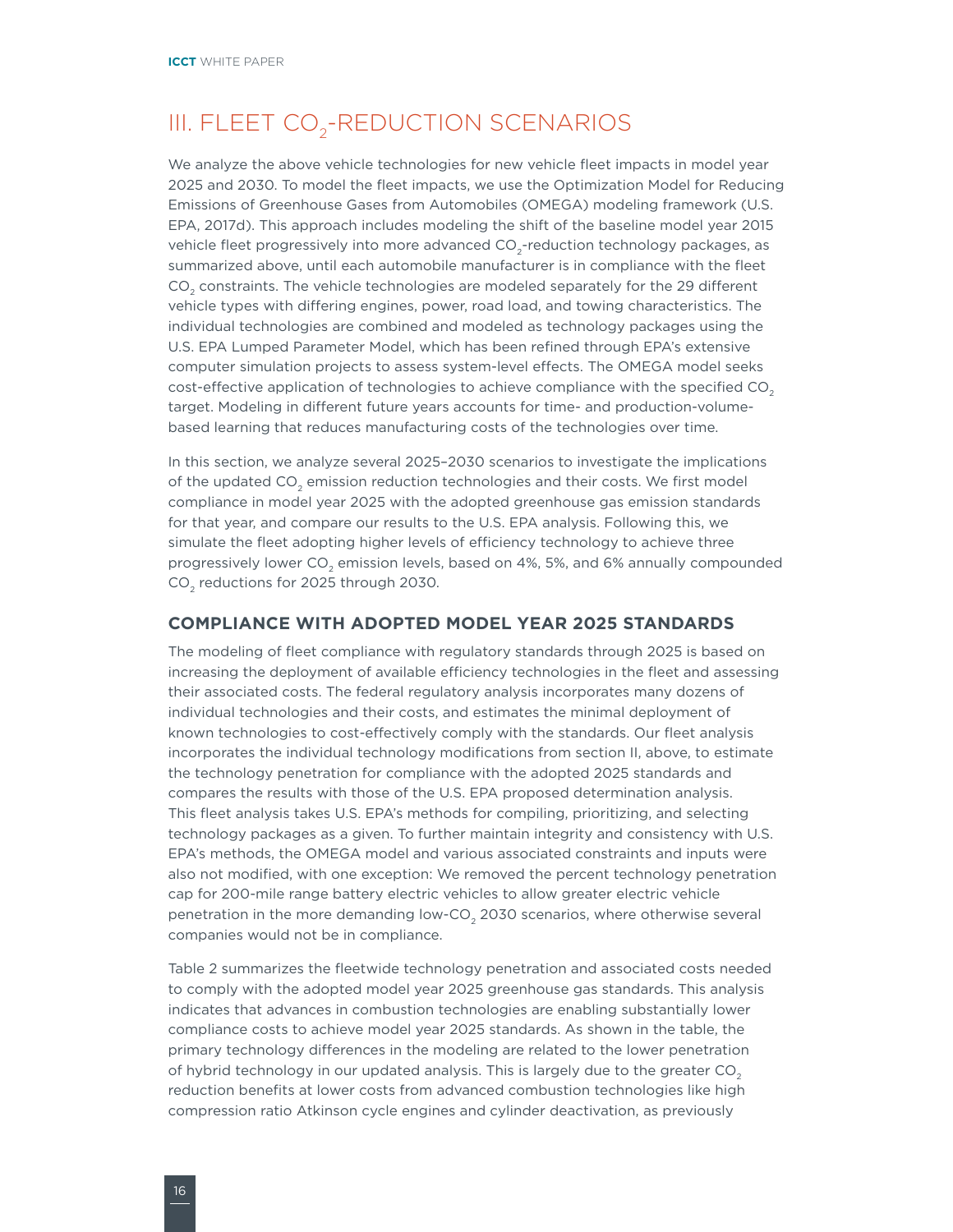# III. FLEET $CO_2$-REDUCTION SCENARIOS

We analyze the above vehicle technologies for new vehicle fleet impacts in model year 2025 and 2030. To model the fleet impacts, we use the Optimization Model for Reducing Emissions of Greenhouse Gases from Automobiles (OMEGA) modeling framework (U.S. EPA, 2017d). This approach includes modeling the shift of the baseline model year 2015 vehicle fleet progressively into more advanced $CO_2$-reduction technology packages, as summarized above, until each automobile manufacturer is in compliance with the fleet $CO_2$ constraints. The vehicle technologies are modeled separately for the 29 different vehicle types with differing engines, power, road load, and towing characteristics. The individual technologies are combined and modeled as technology packages using the U.S. EPA Lumped Parameter Model, which has been refined through EPA's extensive computer simulation projects to assess system-level effects. The OMEGA model seeks cost-effective application of technologies to achieve compliance with the specified $CO_2$ target. Modeling in different future years accounts for time- and production-volume-based learning that reduces manufacturing costs of the technologies over time.

In this section, we analyze several 2025–2030 scenarios to investigate the implications of the updated $CO_2$ emission reduction technologies and their costs. We first model compliance in model year 2025 with the adopted greenhouse gas emission standards for that year, and compare our results to the U.S. EPA analysis. Following this, we simulate the fleet adopting higher levels of efficiency technology to achieve three progressively lower $CO_2$ emission levels, based on 4%, 5%, and 6% annually compounded $CO_2$ reductions for 2025 through 2030.

## COMPLIANCE WITH ADOPTED MODEL YEAR 2025 STANDARDS

The modeling of fleet compliance with regulatory standards through 2025 is based on increasing the deployment of available efficiency technologies in the fleet and assessing their associated costs. The federal regulatory analysis incorporates many dozens of individual technologies and their costs, and estimates the minimal deployment of known technologies to cost-effectively comply with the standards. Our fleet analysis incorporates the individual technology modifications from section II, above, to estimate the technology penetration for compliance with the adopted 2025 standards and compares the results with those of the U.S. EPA proposed determination analysis. This fleet analysis takes U.S. EPA's methods for compiling, prioritizing, and selecting technology packages as a given. To further maintain integrity and consistency with U.S. EPA's methods, the OMEGA model and various associated constraints and inputs were also not modified, with one exception: We removed the percent technology penetration cap for 200-mile range battery electric vehicles to allow greater electric vehicle penetration in the more demanding low-$CO_2$ 2030 scenarios, where otherwise several companies would not be in compliance.

Table 2 summarizes the fleetwide technology penetration and associated costs needed to comply with the adopted model year 2025 greenhouse gas standards. This analysis indicates that advances in combustion technologies are enabling substantially lower compliance costs to achieve model year 2025 standards. As shown in the table, the primary technology differences in the modeling are related to the lower penetration of hybrid technology in our updated analysis. This is largely due to the greater $CO_2$ reduction benefits at lower costs from advanced combustion technologies like high compression ratio Atkinson cycle engines and cylinder deactivation, as previously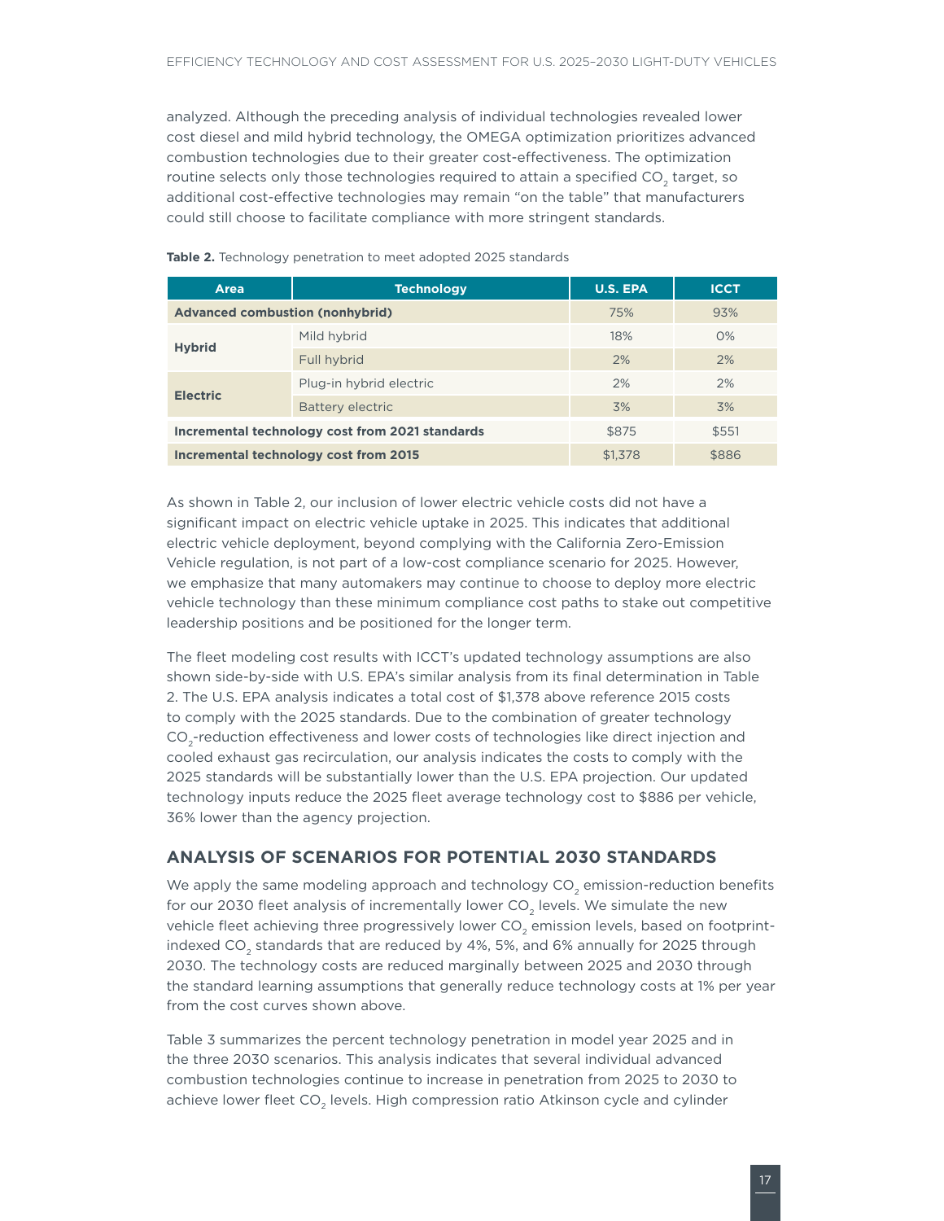analyzed. Although the preceding analysis of individual technologies revealed lower cost diesel and mild hybrid technology, the OMEGA optimization prioritizes advanced combustion technologies due to their greater cost-effectiveness. The optimization routine selects only those technologies required to attain a specified $CO_2$ target, so additional cost-effective technologies may remain "on the table" that manufacturers could still choose to facilitate compliance with more stringent standards.

**Table 2.** Technology penetration to meet adopted 2025 standards

| Area | Technology | U.S. EPA | ICCT |
|---|---|---|---|
| **Advanced combustion (nonhybrid)** | | 75% | 93% |
| **Hybrid** | Mild hybrid | 18% | 0% |
| | Full hybrid | 2% | 2% |
| **Electric** | Plug-in hybrid electric | 2% | 2% |
| | Battery electric | 3% | 3% |
| **Incremental technology cost from 2021 standards** | | $875 | $551 |
| **Incremental technology cost from 2015** | | $1,378 | $886 |

As shown in Table 2, our inclusion of lower electric vehicle costs did not have a significant impact on electric vehicle uptake in 2025. This indicates that additional electric vehicle deployment, beyond complying with the California Zero-Emission Vehicle regulation, is not part of a low-cost compliance scenario for 2025. However, we emphasize that many automakers may continue to choose to deploy more electric vehicle technology than these minimum compliance cost paths to stake out competitive leadership positions and be positioned for the longer term.

The fleet modeling cost results with ICCT's updated technology assumptions are also shown side-by-side with U.S. EPA's similar analysis from its final determination in Table 2. The U.S. EPA analysis indicates a total cost of $1,378 above reference 2015 costs to comply with the 2025 standards. Due to the combination of greater technology $CO_2$-reduction effectiveness and lower costs of technologies like direct injection and cooled exhaust gas recirculation, our analysis indicates the costs to comply with the 2025 standards will be substantially lower than the U.S. EPA projection. Our updated technology inputs reduce the 2025 fleet average technology cost to $886 per vehicle, 36% lower than the agency projection.

## ANALYSIS OF SCENARIOS FOR POTENTIAL 2030 STANDARDS

We apply the same modeling approach and technology $CO_2$ emission-reduction benefits for our 2030 fleet analysis of incrementally lower $CO_2$ levels. We simulate the new vehicle fleet achieving three progressively lower $CO_2$ emission levels, based on footprint-indexed $CO_2$ standards that are reduced by 4%, 5%, and 6% annually for 2025 through 2030. The technology costs are reduced marginally between 2025 and 2030 through the standard learning assumptions that generally reduce technology costs at 1% per year from the cost curves shown above.

Table 3 summarizes the percent technology penetration in model year 2025 and in the three 2030 scenarios. This analysis indicates that several individual advanced combustion technologies continue to increase in penetration from 2025 to 2030 to achieve lower fleet $CO_2$ levels. High compression ratio Atkinson cycle and cylinder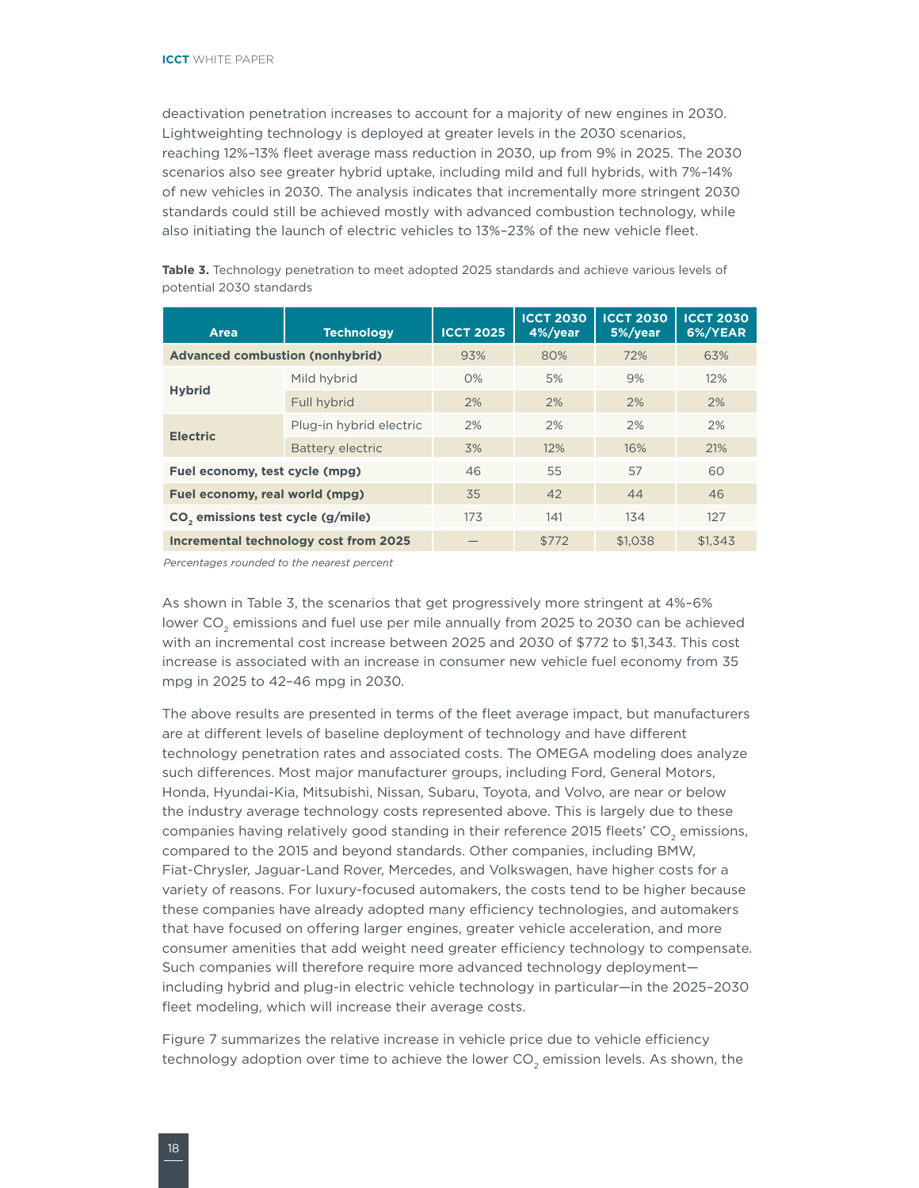deactivation penetration increases to account for a majority of new engines in 2030. Lightweighting technology is deployed at greater levels in the 2030 scenarios, reaching 12%–13% fleet average mass reduction in 2030, up from 9% in 2025. The 2030 scenarios also see greater hybrid uptake, including mild and full hybrids, with 7%–14% of new vehicles in 2030. The analysis indicates that incrementally more stringent 2030 standards could still be achieved mostly with advanced combustion technology, while also initiating the launch of electric vehicles to 13%–23% of the new vehicle fleet.

**Table 3.** Technology penetration to meet adopted 2025 standards and achieve various levels of potential 2030 standards

| Area | Technology | ICCT 2025 | ICCT 2030 4%/year | ICCT 2030 5%/year | ICCT 2030 6%/YEAR |
|---|---|---|---|---|---|
| **Advanced combustion (nonhybrid)** | | 93% | 80% | 72% | 63% |
| **Hybrid** | Mild hybrid | 0% | 5% | 9% | 12% |
| | Full hybrid | 2% | 2% | 2% | 2% |
| **Electric** | Plug-in hybrid electric | 2% | 2% | 2% | 2% |
| | Battery electric | 3% | 12% | 16% | 21% |
| **Fuel economy, test cycle (mpg)** | | 46 | 55 | 57 | 60 |
| **Fuel economy, real world (mpg)** | | 35 | 42 | 44 | 46 |
| **$CO_2$ emissions test cycle (g/mile)** | | 173 | 141 | 134 | 127 |
| **Incremental technology cost from 2025** | | — | $772 | $1,038 | $1,343 |

*Percentages rounded to the nearest percent*

As shown in Table 3, the scenarios that get progressively more stringent at 4%–6% lower $CO_2$ emissions and fuel use per mile annually from 2025 to 2030 can be achieved with an incremental cost increase between 2025 and 2030 of $772 to $1,343. This cost increase is associated with an increase in consumer new vehicle fuel economy from 35 mpg in 2025 to 42–46 mpg in 2030.

The above results are presented in terms of the fleet average impact, but manufacturers are at different levels of baseline deployment of technology and have different technology penetration rates and associated costs. The OMEGA modeling does analyze such differences. Most major manufacturer groups, including Ford, General Motors, Honda, Hyundai-Kia, Mitsubishi, Nissan, Subaru, Toyota, and Volvo, are near or below the industry average technology costs represented above. This is largely due to these companies having relatively good standing in their reference 2015 fleets' $CO_2$ emissions, compared to the 2015 and beyond standards. Other companies, including BMW, Fiat-Chrysler, Jaguar-Land Rover, Mercedes, and Volkswagen, have higher costs for a variety of reasons. For luxury-focused automakers, the costs tend to be higher because these companies have already adopted many efficiency technologies, and automakers that have focused on offering larger engines, greater vehicle acceleration, and more consumer amenities that add weight need greater efficiency technology to compensate. Such companies will therefore require more advanced technology deployment—including hybrid and plug-in electric vehicle technology in particular—in the 2025–2030 fleet modeling, which will increase their average costs.

Figure 7 summarizes the relative increase in vehicle price due to vehicle efficiency technology adoption over time to achieve the lower $CO_2$ emission levels. As shown, the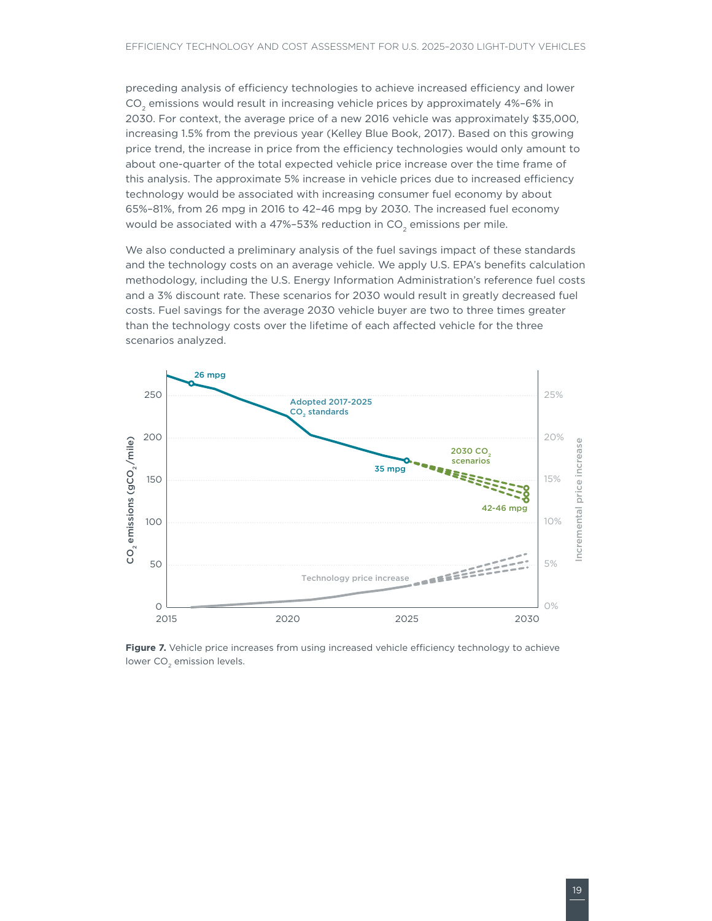preceding analysis of efficiency technologies to achieve increased efficiency and lower $CO_2$ emissions would result in increasing vehicle prices by approximately 4%–6% in 2030. For context, the average price of a new 2016 vehicle was approximately $35,000, increasing 1.5% from the previous year (Kelley Blue Book, 2017). Based on this growing price trend, the increase in price from the efficiency technologies would only amount to about one-quarter of the total expected vehicle price increase over the time frame of this analysis. The approximate 5% increase in vehicle prices due to increased efficiency technology would be associated with increasing consumer fuel economy by about 65%–81%, from 26 mpg in 2016 to 42–46 mpg by 2030. The increased fuel economy would be associated with a 47%–53% reduction in $CO_2$ emissions per mile.

We also conducted a preliminary analysis of the fuel savings impact of these standards and the technology costs on an average vehicle. We apply U.S. EPA's benefits calculation methodology, including the U.S. Energy Information Administration's reference fuel costs and a 3% discount rate. These scenarios for 2030 would result in greatly decreased fuel costs. Fuel savings for the average 2030 vehicle buyer are two to three times greater than the technology costs over the lifetime of each affected vehicle for the three scenarios analyzed.

**Figure 7.** Vehicle price increases from using increased vehicle efficiency technology to achieve lower $CO_2$ emission levels.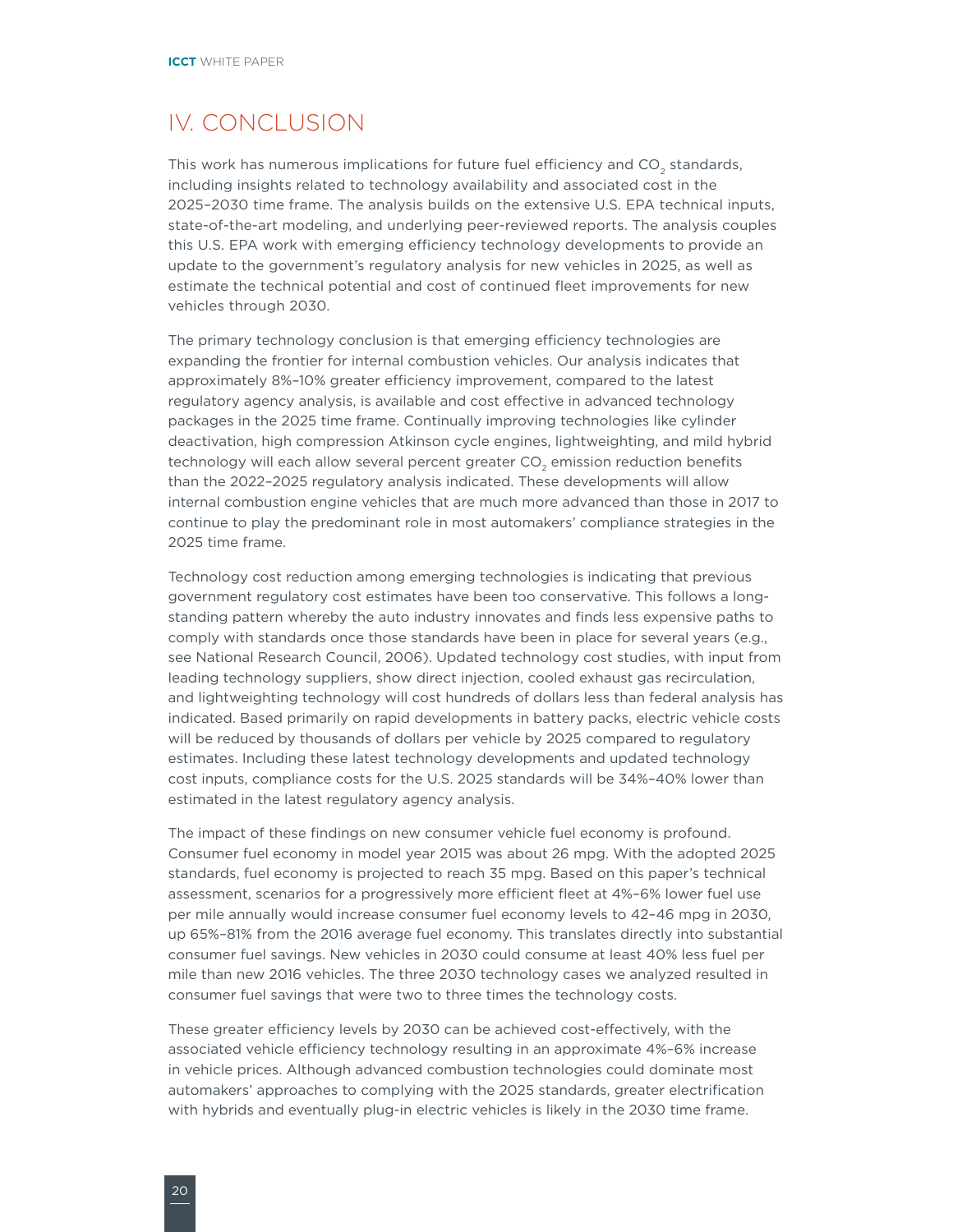# IV. CONCLUSION

This work has numerous implications for future fuel efficiency and $CO_2$ standards, including insights related to technology availability and associated cost in the 2025–2030 time frame. The analysis builds on the extensive U.S. EPA technical inputs, state-of-the-art modeling, and underlying peer-reviewed reports. The analysis couples this U.S. EPA work with emerging efficiency technology developments to provide an update to the government's regulatory analysis for new vehicles in 2025, as well as estimate the technical potential and cost of continued fleet improvements for new vehicles through 2030.

The primary technology conclusion is that emerging efficiency technologies are expanding the frontier for internal combustion vehicles. Our analysis indicates that approximately 8%–10% greater efficiency improvement, compared to the latest regulatory agency analysis, is available and cost effective in advanced technology packages in the 2025 time frame. Continually improving technologies like cylinder deactivation, high compression Atkinson cycle engines, lightweighting, and mild hybrid technology will each allow several percent greater $CO_2$ emission reduction benefits than the 2022–2025 regulatory analysis indicated. These developments will allow internal combustion engine vehicles that are much more advanced than those in 2017 to continue to play the predominant role in most automakers' compliance strategies in the 2025 time frame.

Technology cost reduction among emerging technologies is indicating that previous government regulatory cost estimates have been too conservative. This follows a long-standing pattern whereby the auto industry innovates and finds less expensive paths to comply with standards once those standards have been in place for several years (e.g., see National Research Council, 2006). Updated technology cost studies, with input from leading technology suppliers, show direct injection, cooled exhaust gas recirculation, and lightweighting technology will cost hundreds of dollars less than federal analysis has indicated. Based primarily on rapid developments in battery packs, electric vehicle costs will be reduced by thousands of dollars per vehicle by 2025 compared to regulatory estimates. Including these latest technology developments and updated technology cost inputs, compliance costs for the U.S. 2025 standards will be 34%–40% lower than estimated in the latest regulatory agency analysis.

The impact of these findings on new consumer vehicle fuel economy is profound. Consumer fuel economy in model year 2015 was about 26 mpg. With the adopted 2025 standards, fuel economy is projected to reach 35 mpg. Based on this paper's technical assessment, scenarios for a progressively more efficient fleet at 4%–6% lower fuel use per mile annually would increase consumer fuel economy levels to 42–46 mpg in 2030, up 65%–81% from the 2016 average fuel economy. This translates directly into substantial consumer fuel savings. New vehicles in 2030 could consume at least 40% less fuel per mile than new 2016 vehicles. The three 2030 technology cases we analyzed resulted in consumer fuel savings that were two to three times the technology costs.

These greater efficiency levels by 2030 can be achieved cost-effectively, with the associated vehicle efficiency technology resulting in an approximate 4%–6% increase in vehicle prices. Although advanced combustion technologies could dominate most automakers' approaches to complying with the 2025 standards, greater electrification with hybrids and eventually plug-in electric vehicles is likely in the 2030 time frame.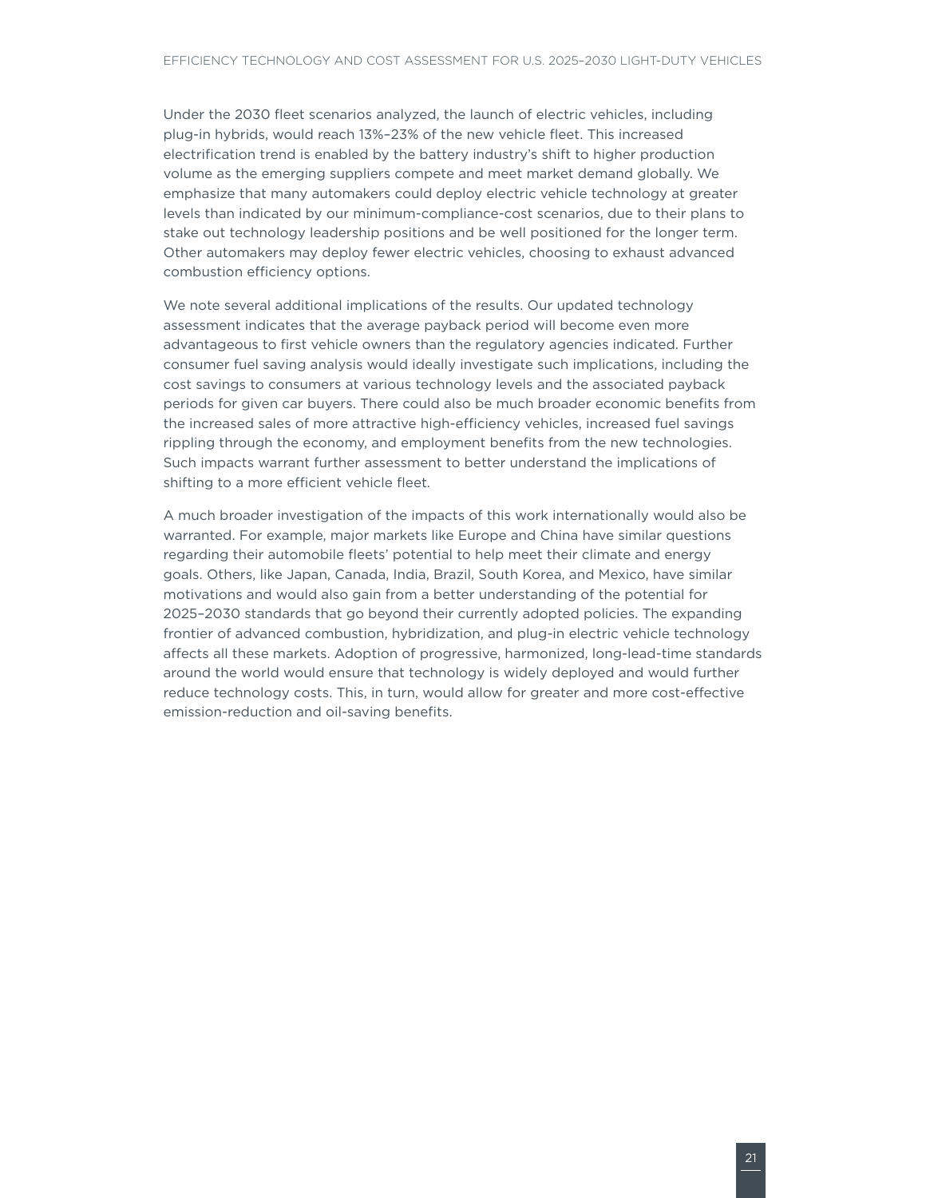Under the 2030 fleet scenarios analyzed, the launch of electric vehicles, including plug-in hybrids, would reach 13%–23% of the new vehicle fleet. This increased electrification trend is enabled by the battery industry's shift to higher production volume as the emerging suppliers compete and meet market demand globally. We emphasize that many automakers could deploy electric vehicle technology at greater levels than indicated by our minimum-compliance-cost scenarios, due to their plans to stake out technology leadership positions and be well positioned for the longer term. Other automakers may deploy fewer electric vehicles, choosing to exhaust advanced combustion efficiency options.

We note several additional implications of the results. Our updated technology assessment indicates that the average payback period will become even more advantageous to first vehicle owners than the regulatory agencies indicated. Further consumer fuel saving analysis would ideally investigate such implications, including the cost savings to consumers at various technology levels and the associated payback periods for given car buyers. There could also be much broader economic benefits from the increased sales of more attractive high-efficiency vehicles, increased fuel savings rippling through the economy, and employment benefits from the new technologies. Such impacts warrant further assessment to better understand the implications of shifting to a more efficient vehicle fleet.

A much broader investigation of the impacts of this work internationally would also be warranted. For example, major markets like Europe and China have similar questions regarding their automobile fleets' potential to help meet their climate and energy goals. Others, like Japan, Canada, India, Brazil, South Korea, and Mexico, have similar motivations and would also gain from a better understanding of the potential for 2025–2030 standards that go beyond their currently adopted policies. The expanding frontier of advanced combustion, hybridization, and plug-in electric vehicle technology affects all these markets. Adoption of progressive, harmonized, long-lead-time standards around the world would ensure that technology is widely deployed and would further reduce technology costs. This, in turn, would allow for greater and more cost-effective emission-reduction and oil-saving benefits.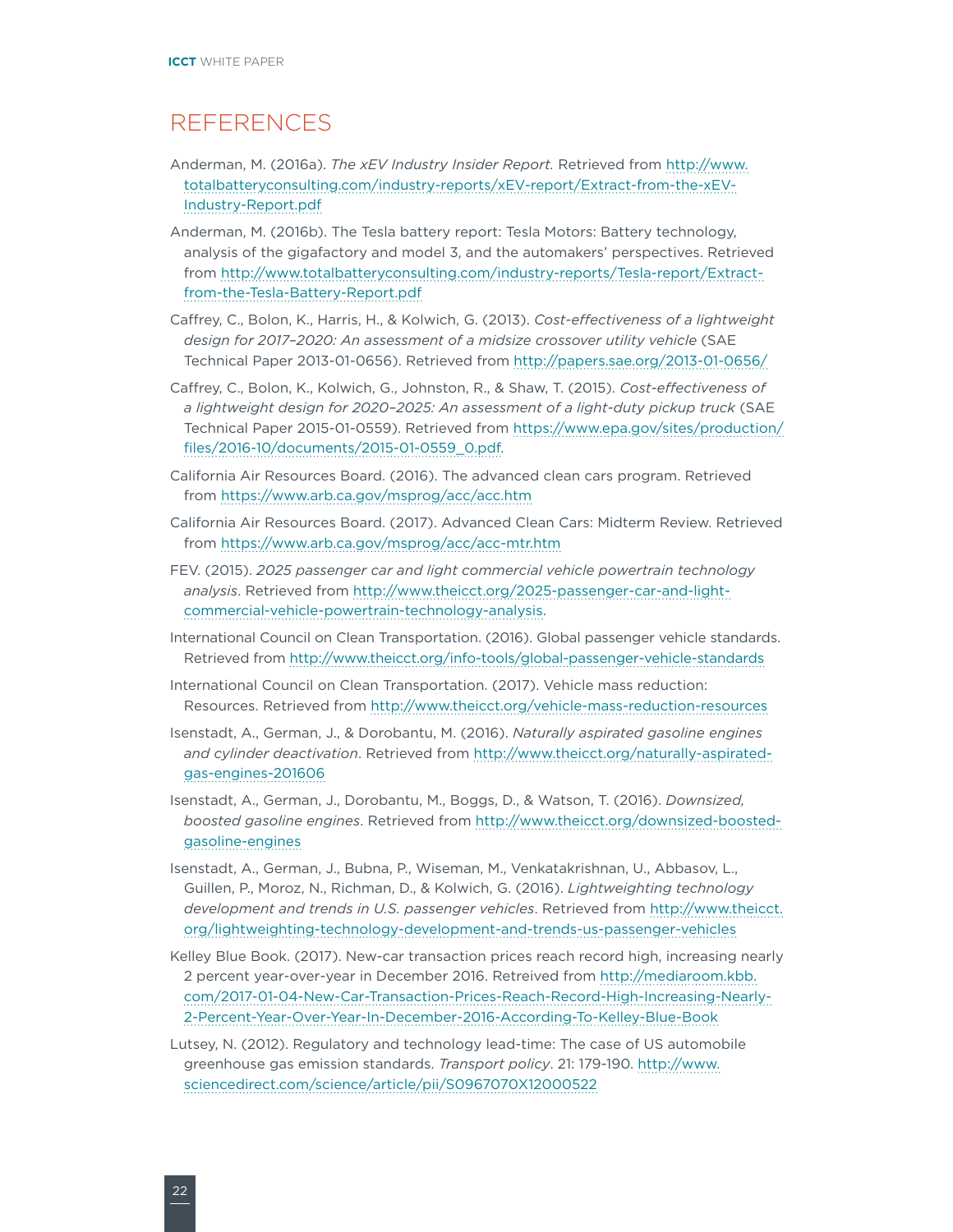# REFERENCES

Anderman, M. (2016a). *The xEV Industry Insider Report.* Retrieved from http://www.totalbatteryconsulting.com/industry-reports/xEV-report/Extract-from-the-xEV-Industry-Report.pdf

Anderman, M. (2016b). The Tesla battery report: Tesla Motors: Battery technology, analysis of the gigafactory and model 3, and the automakers' perspectives. Retrieved from http://www.totalbatteryconsulting.com/industry-reports/Tesla-report/Extract-from-the-Tesla-Battery-Report.pdf

Caffrey, C., Bolon, K., Harris, H., & Kolwich, G. (2013). *Cost-effectiveness of a lightweight design for 2017–2020: An assessment of a midsize crossover utility vehicle* (SAE Technical Paper 2013-01-0656). Retrieved from http://papers.sae.org/2013-01-0656/

Caffrey, C., Bolon, K., Kolwich, G., Johnston, R., & Shaw, T. (2015). *Cost-effectiveness of a lightweight design for 2020–2025: An assessment of a light-duty pickup truck* (SAE Technical Paper 2015-01-0559). Retrieved from https://www.epa.gov/sites/production/files/2016-10/documents/2015-01-0559_0.pdf.

California Air Resources Board. (2016). The advanced clean cars program. Retrieved from https://www.arb.ca.gov/msprog/acc/acc.htm

California Air Resources Board. (2017). Advanced Clean Cars: Midterm Review. Retrieved from https://www.arb.ca.gov/msprog/acc/acc-mtr.htm

FEV. (2015). *2025 passenger car and light commercial vehicle powertrain technology analysis*. Retrieved from http://www.theicct.org/2025-passenger-car-and-light-commercial-vehicle-powertrain-technology-analysis.

International Council on Clean Transportation. (2016). Global passenger vehicle standards. Retrieved from http://www.theicct.org/info-tools/global-passenger-vehicle-standards

International Council on Clean Transportation. (2017). Vehicle mass reduction: Resources. Retrieved from http://www.theicct.org/vehicle-mass-reduction-resources

Isenstadt, A., German, J., & Dorobantu, M. (2016). *Naturally aspirated gasoline engines and cylinder deactivation*. Retrieved from http://www.theicct.org/naturally-aspirated-gas-engines-201606

Isenstadt, A., German, J., Dorobantu, M., Boggs, D., & Watson, T. (2016). *Downsized, boosted gasoline engines*. Retrieved from http://www.theicct.org/downsized-boosted-gasoline-engines

Isenstadt, A., German, J., Bubna, P., Wiseman, M., Venkatakrishnan, U., Abbasov, L., Guillen, P., Moroz, N., Richman, D., & Kolwich, G. (2016). *Lightweighting technology development and trends in U.S. passenger vehicles*. Retrieved from http://www.theicct.org/lightweighting-technology-development-and-trends-us-passenger-vehicles

Kelley Blue Book. (2017). New-car transaction prices reach record high, increasing nearly 2 percent year-over-year in December 2016. Retreived from http://mediaroom.kbb.com/2017-01-04-New-Car-Transaction-Prices-Reach-Record-High-Increasing-Nearly-2-Percent-Year-Over-Year-In-December-2016-According-To-Kelley-Blue-Book

Lutsey, N. (2012). Regulatory and technology lead-time: The case of US automobile greenhouse gas emission standards. *Transport policy*. 21: 179-190. http://www.sciencedirect.com/science/article/pii/S0967070X12000522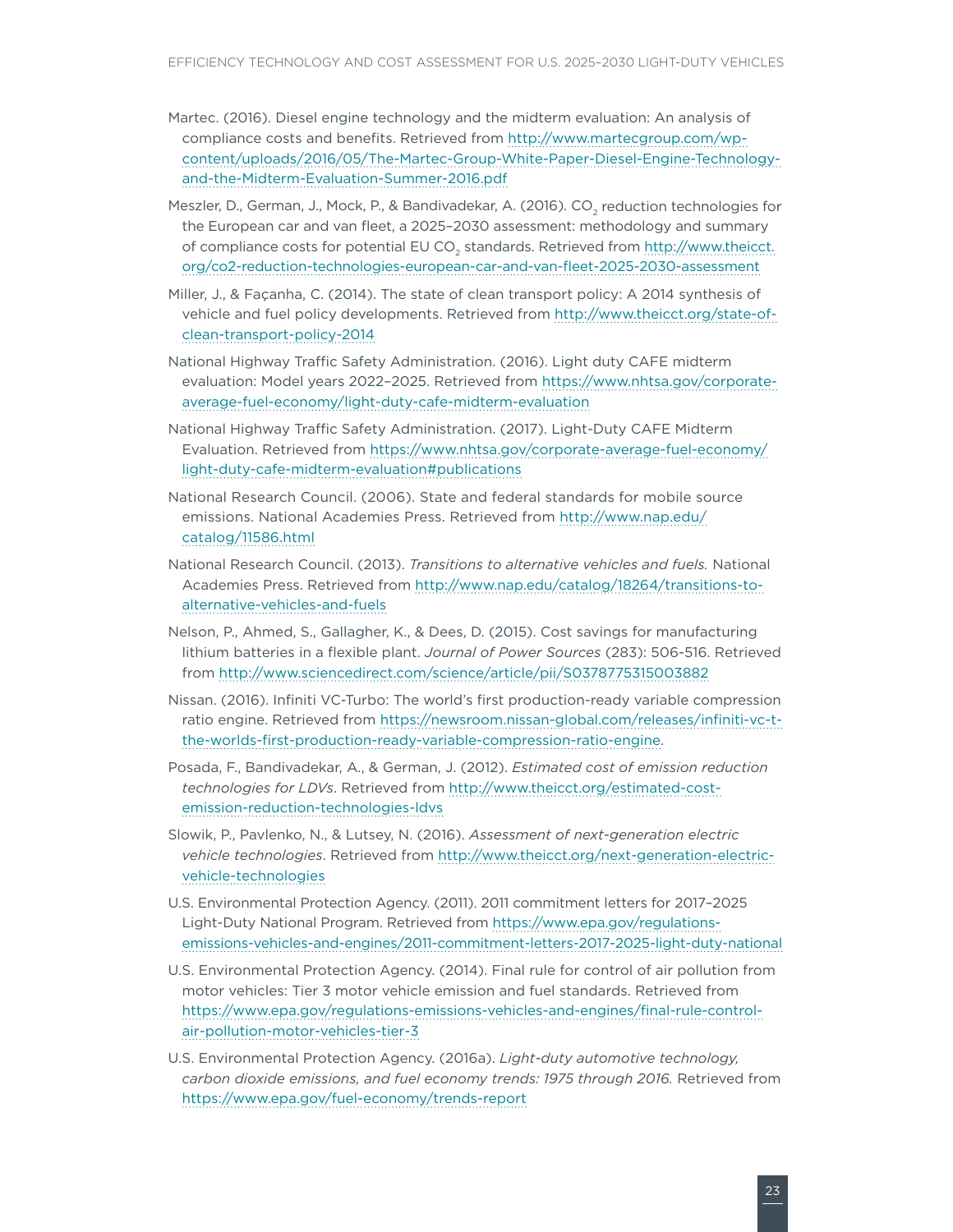Martec. (2016). Diesel engine technology and the midterm evaluation: An analysis of compliance costs and benefits. Retrieved from http://www.martecgroup.com/wp-content/uploads/2016/05/The-Martec-Group-White-Paper-Diesel-Engine-Technology-and-the-Midterm-Evaluation-Summer-2016.pdf

Meszler, D., German, J., Mock, P., & Bandivadekar, A. (2016). $CO_2$ reduction technologies for the European car and van fleet, a 2025–2030 assessment: methodology and summary of compliance costs for potential EU $CO_2$ standards. Retrieved from http://www.theicct.org/co2-reduction-technologies-european-car-and-van-fleet-2025-2030-assessment

Miller, J., & Façanha, C. (2014). The state of clean transport policy: A 2014 synthesis of vehicle and fuel policy developments. Retrieved from http://www.theicct.org/state-of-clean-transport-policy-2014

National Highway Traffic Safety Administration. (2016). Light duty CAFE midterm evaluation: Model years 2022–2025. Retrieved from https://www.nhtsa.gov/corporate-average-fuel-economy/light-duty-cafe-midterm-evaluation

National Highway Traffic Safety Administration. (2017). Light-Duty CAFE Midterm Evaluation. Retrieved from https://www.nhtsa.gov/corporate-average-fuel-economy/light-duty-cafe-midterm-evaluation#publications

National Research Council. (2006). State and federal standards for mobile source emissions. National Academies Press. Retrieved from http://www.nap.edu/catalog/11586.html

National Research Council. (2013). *Transitions to alternative vehicles and fuels.* National Academies Press. Retrieved from http://www.nap.edu/catalog/18264/transitions-to-alternative-vehicles-and-fuels

Nelson, P., Ahmed, S., Gallagher, K., & Dees, D. (2015). Cost savings for manufacturing lithium batteries in a flexible plant. *Journal of Power Sources* (283): 506-516. Retrieved from http://www.sciencedirect.com/science/article/pii/S0378775315003882

Nissan. (2016). Infiniti VC-Turbo: The world's first production-ready variable compression ratio engine. Retrieved from https://newsroom.nissan-global.com/releases/infiniti-vc-t-the-worlds-first-production-ready-variable-compression-ratio-engine.

Posada, F., Bandivadekar, A., & German, J. (2012). *Estimated cost of emission reduction technologies for LDVs*. Retrieved from http://www.theicct.org/estimated-cost-emission-reduction-technologies-ldvs

Slowik, P., Pavlenko, N., & Lutsey, N. (2016). *Assessment of next-generation electric vehicle technologies*. Retrieved from http://www.theicct.org/next-generation-electric-vehicle-technologies

U.S. Environmental Protection Agency. (2011). 2011 commitment letters for 2017–2025 Light-Duty National Program. Retrieved from https://www.epa.gov/regulations-emissions-vehicles-and-engines/2011-commitment-letters-2017-2025-light-duty-national

U.S. Environmental Protection Agency. (2014). Final rule for control of air pollution from motor vehicles: Tier 3 motor vehicle emission and fuel standards. Retrieved from https://www.epa.gov/regulations-emissions-vehicles-and-engines/final-rule-control-air-pollution-motor-vehicles-tier-3

U.S. Environmental Protection Agency. (2016a). *Light-duty automotive technology, carbon dioxide emissions, and fuel economy trends: 1975 through 2016.* Retrieved from https://www.epa.gov/fuel-economy/trends-report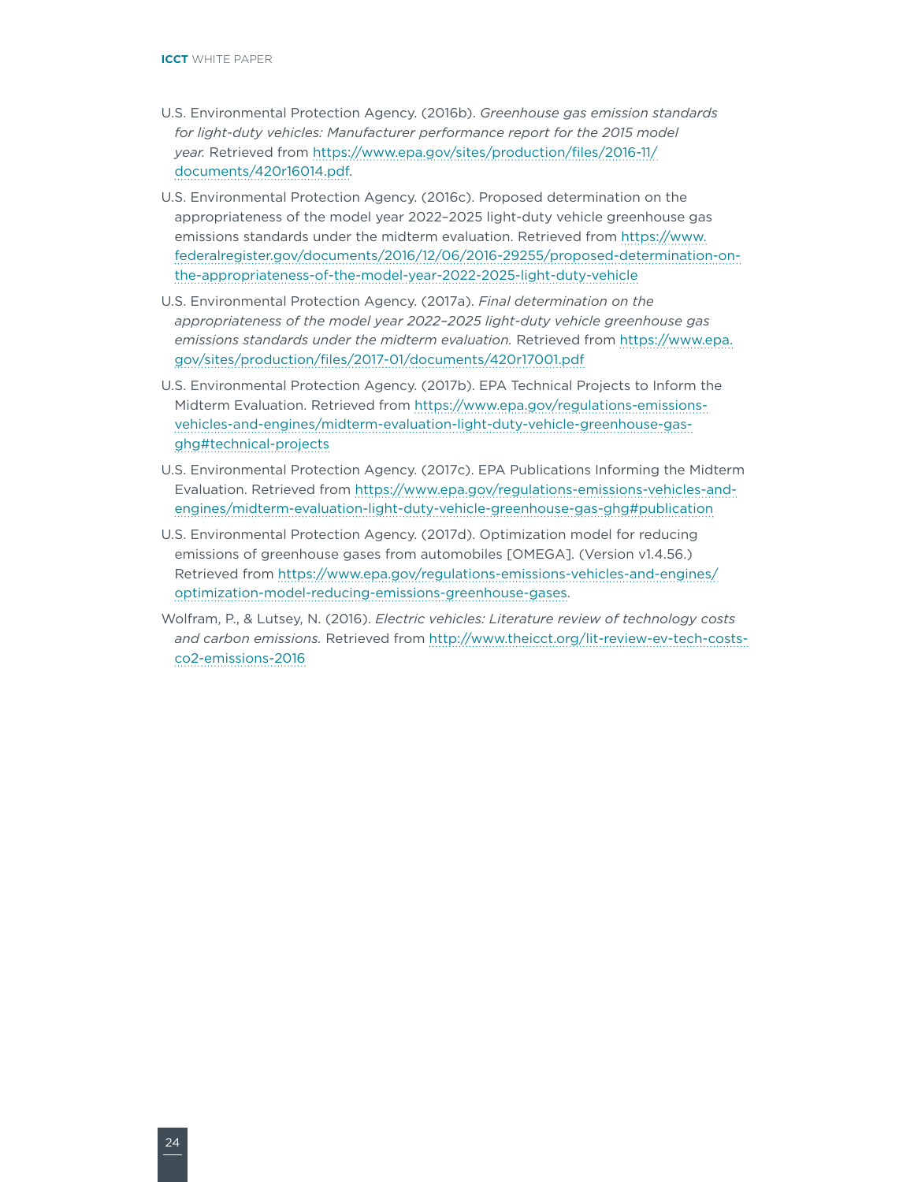U.S. Environmental Protection Agency. (2016b). *Greenhouse gas emission standards for light-duty vehicles: Manufacturer performance report for the 2015 model year.* Retrieved from https://www.epa.gov/sites/production/files/2016-11/documents/420r16014.pdf.

U.S. Environmental Protection Agency. (2016c). Proposed determination on the appropriateness of the model year 2022–2025 light-duty vehicle greenhouse gas emissions standards under the midterm evaluation. Retrieved from https://www.federalregister.gov/documents/2016/12/06/2016-29255/proposed-determination-on-the-appropriateness-of-the-model-year-2022-2025-light-duty-vehicle

U.S. Environmental Protection Agency. (2017a). *Final determination on the appropriateness of the model year 2022–2025 light-duty vehicle greenhouse gas emissions standards under the midterm evaluation.* Retrieved from https://www.epa.gov/sites/production/files/2017-01/documents/420r17001.pdf

U.S. Environmental Protection Agency. (2017b). EPA Technical Projects to Inform the Midterm Evaluation. Retrieved from https://www.epa.gov/regulations-emissions-vehicles-and-engines/midterm-evaluation-light-duty-vehicle-greenhouse-gas-ghg#technical-projects

U.S. Environmental Protection Agency. (2017c). EPA Publications Informing the Midterm Evaluation. Retrieved from https://www.epa.gov/regulations-emissions-vehicles-and-engines/midterm-evaluation-light-duty-vehicle-greenhouse-gas-ghg#publication

U.S. Environmental Protection Agency. (2017d). Optimization model for reducing emissions of greenhouse gases from automobiles [OMEGA]. (Version v1.4.56.) Retrieved from https://www.epa.gov/regulations-emissions-vehicles-and-engines/optimization-model-reducing-emissions-greenhouse-gases.

Wolfram, P., & Lutsey, N. (2016). *Electric vehicles: Literature review of technology costs and carbon emissions.* Retrieved from http://www.theicct.org/lit-review-ev-tech-costs-co2-emissions-2016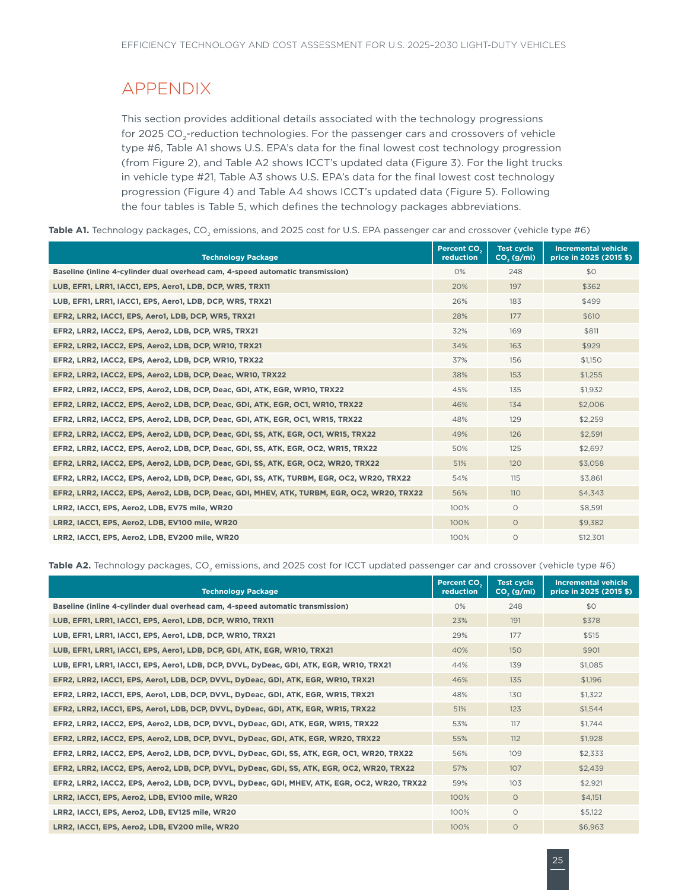# APPENDIX

This section provides additional details associated with the technology progressions for 2025 $CO_2$-reduction technologies. For the passenger cars and crossovers of vehicle type #6, Table A1 shows U.S. EPA's data for the final lowest cost technology progression (from Figure 2), and Table A2 shows ICCT's updated data (Figure 3). For the light trucks in vehicle type #21, Table A3 shows U.S. EPA's data for the final lowest cost technology progression (Figure 4) and Table A4 shows ICCT's updated data (Figure 5). Following the four tables is Table 5, which defines the technology packages abbreviations.

**Table A1.** Technology packages, $CO_2$ emissions, and 2025 cost for U.S. EPA passenger car and crossover (vehicle type #6)

| Technology Package | Percent $CO_2$ reduction | Test cycle $CO_2$ (g/mi) | Incremental vehicle price in 2025 (2015 $) |
|---|---|---|---|
| Baseline (inline 4-cylinder dual overhead cam, 4-speed automatic transmission) | 0% | 248 | $0 |
| LUB, EFR1, LRR1, IACC1, EPS, Aero1, LDB, DCP, WR5, TRX11 | 20% | 197 | $362 |
| LUB, EFR1, LRR1, IACC1, EPS, Aero1, LDB, DCP, WR5, TRX21 | 26% | 183 | $499 |
| EFR2, LRR2, IACC1, EPS, Aero1, LDB, DCP, WR5, TRX21 | 28% | 177 | $610 |
| EFR2, LRR2, IACC2, EPS, Aero2, LDB, DCP, WR5, TRX21 | 32% | 169 | $811 |
| EFR2, LRR2, IACC2, EPS, Aero2, LDB, DCP, WR10, TRX21 | 34% | 163 | $929 |
| EFR2, LRR2, IACC2, EPS, Aero2, LDB, DCP, WR10, TRX22 | 37% | 156 | $1,150 |
| EFR2, LRR2, IACC2, EPS, Aero2, LDB, DCP, Deac, WR10, TRX22 | 38% | 153 | $1,255 |
| EFR2, LRR2, IACC2, EPS, Aero2, LDB, DCP, Deac, GDI, ATK, EGR, WR10, TRX22 | 45% | 135 | $1,932 |
| EFR2, LRR2, IACC2, EPS, Aero2, LDB, DCP, Deac, GDI, ATK, EGR, OC1, WR10, TRX22 | 46% | 134 | $2,006 |
| EFR2, LRR2, IACC2, EPS, Aero2, LDB, DCP, Deac, GDI, ATK, EGR, OC1, WR15, TRX22 | 48% | 129 | $2,259 |
| EFR2, LRR2, IACC2, EPS, Aero2, LDB, DCP, Deac, GDI, SS, ATK, EGR, OC1, WR15, TRX22 | 49% | 126 | $2,591 |
| EFR2, LRR2, IACC2, EPS, Aero2, LDB, DCP, Deac, GDI, SS, ATK, EGR, OC2, WR15, TRX22 | 50% | 125 | $2,697 |
| EFR2, LRR2, IACC2, EPS, Aero2, LDB, DCP, Deac, GDI, SS, ATK, EGR, OC2, WR20, TRX22 | 51% | 120 | $3,058 |
| EFR2, LRR2, IACC2, EPS, Aero2, LDB, DCP, Deac, GDI, SS, ATK, TURBM, EGR, OC2, WR20, TRX22 | 54% | 115 | $3,861 |
| EFR2, LRR2, IACC2, EPS, Aero2, LDB, DCP, Deac, GDI, MHEV, ATK, TURBM, EGR, OC2, WR20, TRX22 | 56% | 110 | $4,343 |
| LRR2, IACC1, EPS, Aero2, LDB, EV75 mile, WR20 | 100% | 0 | $8,591 |
| LRR2, IACC1, EPS, Aero2, LDB, EV100 mile, WR20 | 100% | 0 | $9,382 |
| LRR2, IACC1, EPS, Aero2, LDB, EV200 mile, WR20 | 100% | 0 | $12,301 |

**Table A2.** Technology packages, $CO_2$ emissions, and 2025 cost for ICCT updated passenger car and crossover (vehicle type #6)

| Technology Package | Percent $CO_2$ reduction | Test cycle $CO_2$ (g/mi) | Incremental vehicle price in 2025 (2015 $) |
|---|---|---|---|
| Baseline (inline 4-cylinder dual overhead cam, 4-speed automatic transmission) | 0% | 248 | $0 |
| LUB, EFR1, LRR1, IACC1, EPS, Aero1, LDB, DCP, WR10, TRX11 | 23% | 191 | $378 |
| LUB, EFR1, LRR1, IACC1, EPS, Aero1, LDB, DCP, WR10, TRX21 | 29% | 177 | $515 |
| LUB, EFR1, LRR1, IACC1, EPS, Aero1, LDB, DCP, GDI, ATK, EGR, WR10, TRX21 | 40% | 150 | $901 |
| LUB, EFR1, LRR1, IACC1, EPS, Aero1, LDB, DCP, DVVL, DyDeac, GDI, ATK, EGR, WR10, TRX21 | 44% | 139 | $1,085 |
| EFR2, LRR2, IACC1, EPS, Aero1, LDB, DCP, DVVL, DyDeac, GDI, ATK, EGR, WR10, TRX21 | 46% | 135 | $1,196 |
| EFR2, LRR2, IACC1, EPS, Aero1, LDB, DCP, DVVL, DyDeac, GDI, ATK, EGR, WR15, TRX21 | 48% | 130 | $1,322 |
| EFR2, LRR2, IACC1, EPS, Aero1, LDB, DCP, DVVL, DyDeac, GDI, ATK, EGR, WR15, TRX22 | 51% | 123 | $1,544 |
| EFR2, LRR2, IACC2, EPS, Aero2, LDB, DCP, DVVL, DyDeac, GDI, ATK, EGR, WR15, TRX22 | 53% | 117 | $1,744 |
| EFR2, LRR2, IACC2, EPS, Aero2, LDB, DCP, DVVL, DyDeac, GDI, ATK, EGR, WR20, TRX22 | 55% | 112 | $1,928 |
| EFR2, LRR2, IACC2, EPS, Aero2, LDB, DCP, DVVL, DyDeac, GDI, SS, ATK, EGR, OC1, WR20, TRX22 | 56% | 109 | $2,333 |
| EFR2, LRR2, IACC2, EPS, Aero2, LDB, DCP, DVVL, DyDeac, GDI, SS, ATK, EGR, OC2, WR20, TRX22 | 57% | 107 | $2,439 |
| EFR2, LRR2, IACC2, EPS, Aero2, LDB, DCP, DVVL, DyDeac, GDI, MHEV, ATK, EGR, OC2, WR20, TRX22 | 59% | 103 | $2,921 |
| LRR2, IACC1, EPS, Aero2, LDB, EV100 mile, WR20 | 100% | 0 | $4,151 |
| LRR2, IACC1, EPS, Aero2, LDB, EV125 mile, WR20 | 100% | 0 | $5,122 |
| LRR2, IACC1, EPS, Aero2, LDB, EV200 mile, WR20 | 100% | 0 | $6,963 |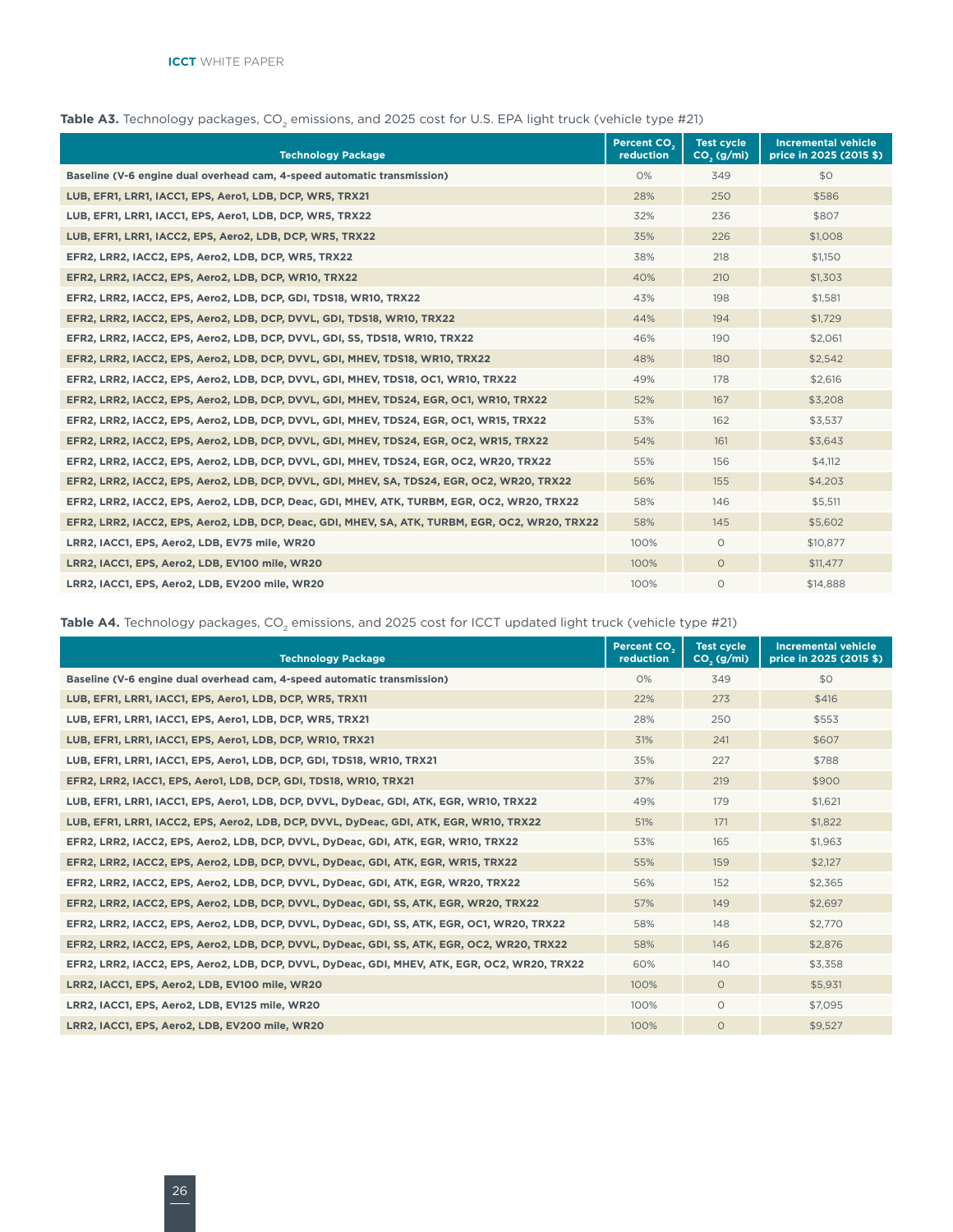**Table A3.** Technology packages, $CO_2$ emissions, and 2025 cost for U.S. EPA light truck (vehicle type #21)

| Technology Package | Percent $CO_2$ reduction | Test cycle $CO_2$ (g/mi) | Incremental vehicle price in 2025 (2015 $) |
|---|---|---|---|
| Baseline (V-6 engine dual overhead cam, 4-speed automatic transmission) | 0% | 349 | $0 |
| LUB, EFR1, LRR1, IACC1, EPS, Aero1, LDB, DCP, WR5, TRX21 | 28% | 250 | $586 |
| LUB, EFR1, LRR1, IACC1, EPS, Aero1, LDB, DCP, WR5, TRX22 | 32% | 236 | $807 |
| LUB, EFR1, LRR1, IACC2, EPS, Aero2, LDB, DCP, WR5, TRX22 | 35% | 226 | $1,008 |
| EFR2, LRR2, IACC2, EPS, Aero2, LDB, DCP, WR5, TRX22 | 38% | 218 | $1,150 |
| EFR2, LRR2, IACC2, EPS, Aero2, LDB, DCP, WR10, TRX22 | 40% | 210 | $1,303 |
| EFR2, LRR2, IACC2, EPS, Aero2, LDB, DCP, GDI, TDS18, WR10, TRX22 | 43% | 198 | $1,581 |
| EFR2, LRR2, IACC2, EPS, Aero2, LDB, DCP, DVVL, GDI, TDS18, WR10, TRX22 | 44% | 194 | $1,729 |
| EFR2, LRR2, IACC2, EPS, Aero2, LDB, DCP, DVVL, GDI, SS, TDS18, WR10, TRX22 | 46% | 190 | $2,061 |
| EFR2, LRR2, IACC2, EPS, Aero2, LDB, DCP, DVVL, GDI, MHEV, TDS18, WR10, TRX22 | 48% | 180 | $2,542 |
| EFR2, LRR2, IACC2, EPS, Aero2, LDB, DCP, DVVL, GDI, MHEV, TDS18, OC1, WR10, TRX22 | 49% | 178 | $2,616 |
| EFR2, LRR2, IACC2, EPS, Aero2, LDB, DCP, DVVL, GDI, MHEV, TDS24, EGR, OC1, WR10, TRX22 | 52% | 167 | $3,208 |
| EFR2, LRR2, IACC2, EPS, Aero2, LDB, DCP, DVVL, GDI, MHEV, TDS24, EGR, OC1, WR15, TRX22 | 53% | 162 | $3,537 |
| EFR2, LRR2, IACC2, EPS, Aero2, LDB, DCP, DVVL, GDI, MHEV, TDS24, EGR, OC2, WR15, TRX22 | 54% | 161 | $3,643 |
| EFR2, LRR2, IACC2, EPS, Aero2, LDB, DCP, DVVL, GDI, MHEV, TDS24, EGR, OC2, WR20, TRX22 | 55% | 156 | $4,112 |
| EFR2, LRR2, IACC2, EPS, Aero2, LDB, DCP, DVVL, GDI, MHEV, SA, TDS24, EGR, OC2, WR20, TRX22 | 56% | 155 | $4,203 |
| EFR2, LRR2, IACC2, EPS, Aero2, LDB, DCP, Deac, GDI, MHEV, ATK, TURBM, EGR, OC2, WR20, TRX22 | 58% | 146 | $5,511 |
| EFR2, LRR2, IACC2, EPS, Aero2, LDB, DCP, Deac, GDI, MHEV, SA, ATK, TURBM, EGR, OC2, WR20, TRX22 | 58% | 145 | $5,602 |
| LRR2, IACC1, EPS, Aero2, LDB, EV75 mile, WR20 | 100% | 0 | $10,877 |
| LRR2, IACC1, EPS, Aero2, LDB, EV100 mile, WR20 | 100% | 0 | $11,477 |
| LRR2, IACC1, EPS, Aero2, LDB, EV200 mile, WR20 | 100% | 0 | $14,888 |

**Table A4.** Technology packages, $CO_2$ emissions, and 2025 cost for ICCT updated light truck (vehicle type #21)

| Technology Package | Percent $CO_2$ reduction | Test cycle $CO_2$ (g/mi) | Incremental vehicle price in 2025 (2015 $) |
|---|---|---|---|
| Baseline (V-6 engine dual overhead cam, 4-speed automatic transmission) | 0% | 349 | $0 |
| LUB, EFR1, LRR1, IACC1, EPS, Aero1, LDB, DCP, WR5, TRX11 | 22% | 273 | $416 |
| LUB, EFR1, LRR1, IACC1, EPS, Aero1, LDB, DCP, WR5, TRX21 | 28% | 250 | $553 |
| LUB, EFR1, LRR1, IACC1, EPS, Aero1, LDB, DCP, WR10, TRX21 | 31% | 241 | $607 |
| LUB, EFR1, LRR1, IACC1, EPS, Aero1, LDB, DCP, GDI, TDS18, WR10, TRX21 | 35% | 227 | $788 |
| EFR2, LRR2, IACC1, EPS, Aero1, LDB, DCP, GDI, TDS18, WR10, TRX21 | 37% | 219 | $900 |
| LUB, EFR1, LRR1, IACC1, EPS, Aero1, LDB, DCP, DVVL, DyDeac, GDI, ATK, EGR, WR10, TRX22 | 49% | 179 | $1,621 |
| LUB, EFR1, LRR1, IACC2, EPS, Aero2, LDB, DCP, DVVL, DyDeac, GDI, ATK, EGR, WR10, TRX22 | 51% | 171 | $1,822 |
| EFR2, LRR2, IACC2, EPS, Aero2, LDB, DCP, DVVL, DyDeac, GDI, ATK, EGR, WR10, TRX22 | 53% | 165 | $1,963 |
| EFR2, LRR2, IACC2, EPS, Aero2, LDB, DCP, DVVL, DyDeac, GDI, ATK, EGR, WR15, TRX22 | 55% | 159 | $2,127 |
| EFR2, LRR2, IACC2, EPS, Aero2, LDB, DCP, DVVL, DyDeac, GDI, ATK, EGR, WR20, TRX22 | 56% | 152 | $2,365 |
| EFR2, LRR2, IACC2, EPS, Aero2, LDB, DCP, DVVL, DyDeac, GDI, SS, ATK, EGR, WR20, TRX22 | 57% | 149 | $2,697 |
| EFR2, LRR2, IACC2, EPS, Aero2, LDB, DCP, DVVL, DyDeac, GDI, SS, ATK, EGR, OC1, WR20, TRX22 | 58% | 148 | $2,770 |
| EFR2, LRR2, IACC2, EPS, Aero2, LDB, DCP, DVVL, DyDeac, GDI, SS, ATK, EGR, OC2, WR20, TRX22 | 58% | 146 | $2,876 |
| EFR2, LRR2, IACC2, EPS, Aero2, LDB, DCP, DVVL, DyDeac, GDI, MHEV, ATK, EGR, OC2, WR20, TRX22 | 60% | 140 | $3,358 |
| LRR2, IACC1, EPS, Aero2, LDB, EV100 mile, WR20 | 100% | 0 | $5,931 |
| LRR2, IACC1, EPS, Aero2, LDB, EV125 mile, WR20 | 100% | 0 | $7,095 |
| LRR2, IACC1, EPS, Aero2, LDB, EV200 mile, WR20 | 100% | 0 | $9,527 |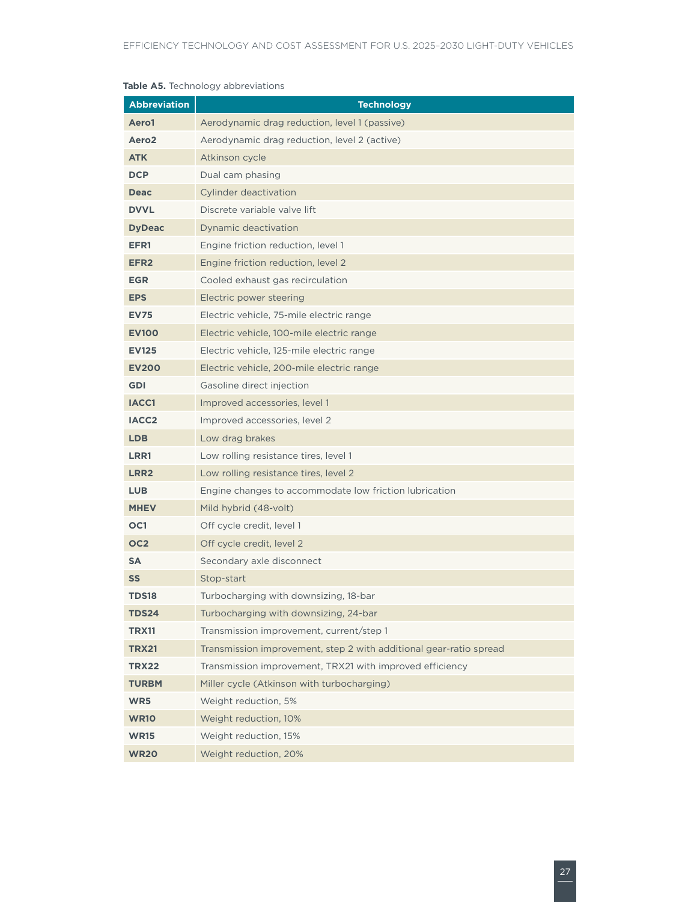**Table A5.** Technology abbreviations

| Abbreviation | Technology |
|---|---|
| **Aero1** | Aerodynamic drag reduction, level 1 (passive) |
| **Aero2** | Aerodynamic drag reduction, level 2 (active) |
| **ATK** | Atkinson cycle |
| **DCP** | Dual cam phasing |
| **Deac** | Cylinder deactivation |
| **DVVL** | Discrete variable valve lift |
| **DyDeac** | Dynamic deactivation |
| **EFR1** | Engine friction reduction, level 1 |
| **EFR2** | Engine friction reduction, level 2 |
| **EGR** | Cooled exhaust gas recirculation |
| **EPS** | Electric power steering |
| **EV75** | Electric vehicle, 75-mile electric range |
| **EV100** | Electric vehicle, 100-mile electric range |
| **EV125** | Electric vehicle, 125-mile electric range |
| **EV200** | Electric vehicle, 200-mile electric range |
| **GDI** | Gasoline direct injection |
| **IACC1** | Improved accessories, level 1 |
| **IACC2** | Improved accessories, level 2 |
| **LDB** | Low drag brakes |
| **LRR1** | Low rolling resistance tires, level 1 |
| **LRR2** | Low rolling resistance tires, level 2 |
| **LUB** | Engine changes to accommodate low friction lubrication |
| **MHEV** | Mild hybrid (48-volt) |
| **OC1** | Off cycle credit, level 1 |
| **OC2** | Off cycle credit, level 2 |
| **SA** | Secondary axle disconnect |
| **SS** | Stop-start |
| **TDS18** | Turbocharging with downsizing, 18-bar |
| **TDS24** | Turbocharging with downsizing, 24-bar |
| **TRX11** | Transmission improvement, current/step 1 |
| **TRX21** | Transmission improvement, step 2 with additional gear-ratio spread |
| **TRX22** | Transmission improvement, TRX21 with improved efficiency |
| **TURBM** | Miller cycle (Atkinson with turbocharging) |
| **WR5** | Weight reduction, 5% |
| **WR10** | Weight reduction, 10% |
| **WR15** | Weight reduction, 15% |
| **WR20** | Weight reduction, 20% |